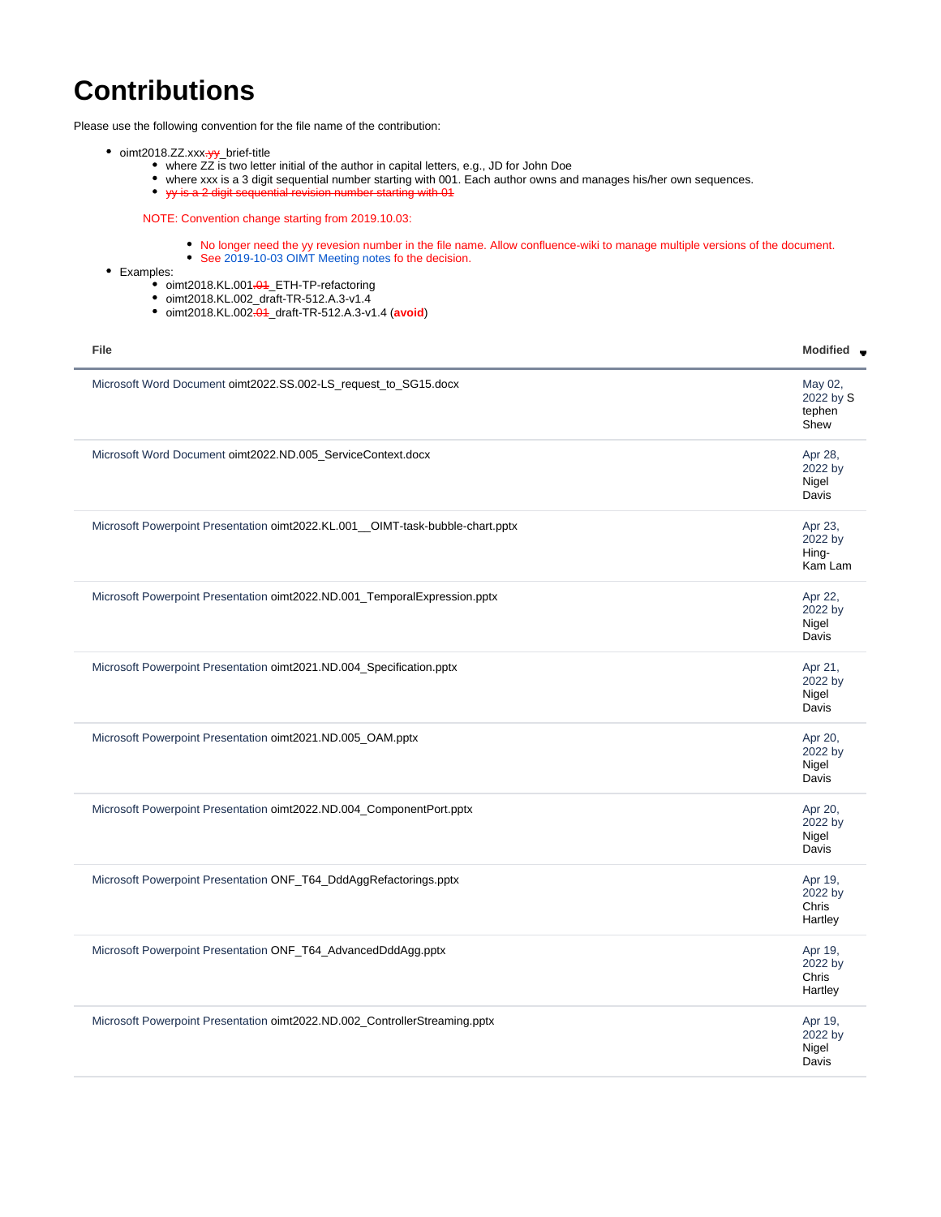# Contributions

Please use the following convention for the file name of the contribution:

- oimt2018.ZZ.xxx.~~yy~~_brief-title
  - where ZZ is two letter initial of the author in capital letters, e.g., JD for John Doe
  - where xxx is a 3 digit sequential number starting with 001. Each author owns and manages his/her own sequences.
  - ~~yy is a 2 digit sequential revision number starting with 01~~

  NOTE: Convention change starting from 2019.10.03:

  - No longer need the yy revesion number in the file name. Allow confluence-wiki to manage multiple versions of the document.
  - See 2019-10-03 OIMT Meeting notes fo the decision.
- Examples:
  - oimt2018.KL.001.~~01~~_ETH-TP-refactoring
  - oimt2018.KL.002_draft-TR-512.A.3-v1.4
  - oimt2018.KL.002.~~01~~_draft-TR-512.A.3-v1.4 (**avoid**)

| File | Modified |
|---|---|
| Microsoft Word Document oimt2022.SS.002-LS_request_to_SG15.docx | May 02, 2022 by Stephen Shew |
| Microsoft Word Document oimt2022.ND.005_ServiceContext.docx | Apr 28, 2022 by Nigel Davis |
| Microsoft Powerpoint Presentation oimt2022.KL.001__OIMT-task-bubble-chart.pptx | Apr 23, 2022 by Hing-Kam Lam |
| Microsoft Powerpoint Presentation oimt2022.ND.001_TemporalExpression.pptx | Apr 22, 2022 by Nigel Davis |
| Microsoft Powerpoint Presentation oimt2021.ND.004_Specification.pptx | Apr 21, 2022 by Nigel Davis |
| Microsoft Powerpoint Presentation oimt2021.ND.005_OAM.pptx | Apr 20, 2022 by Nigel Davis |
| Microsoft Powerpoint Presentation oimt2022.ND.004_ComponentPort.pptx | Apr 20, 2022 by Nigel Davis |
| Microsoft Powerpoint Presentation ONF_T64_DddAggRefactorings.pptx | Apr 19, 2022 by Chris Hartley |
| Microsoft Powerpoint Presentation ONF_T64_AdvancedDddAgg.pptx | Apr 19, 2022 by Chris Hartley |
| Microsoft Powerpoint Presentation oimt2022.ND.002_ControllerStreaming.pptx | Apr 19, 2022 by Nigel Davis |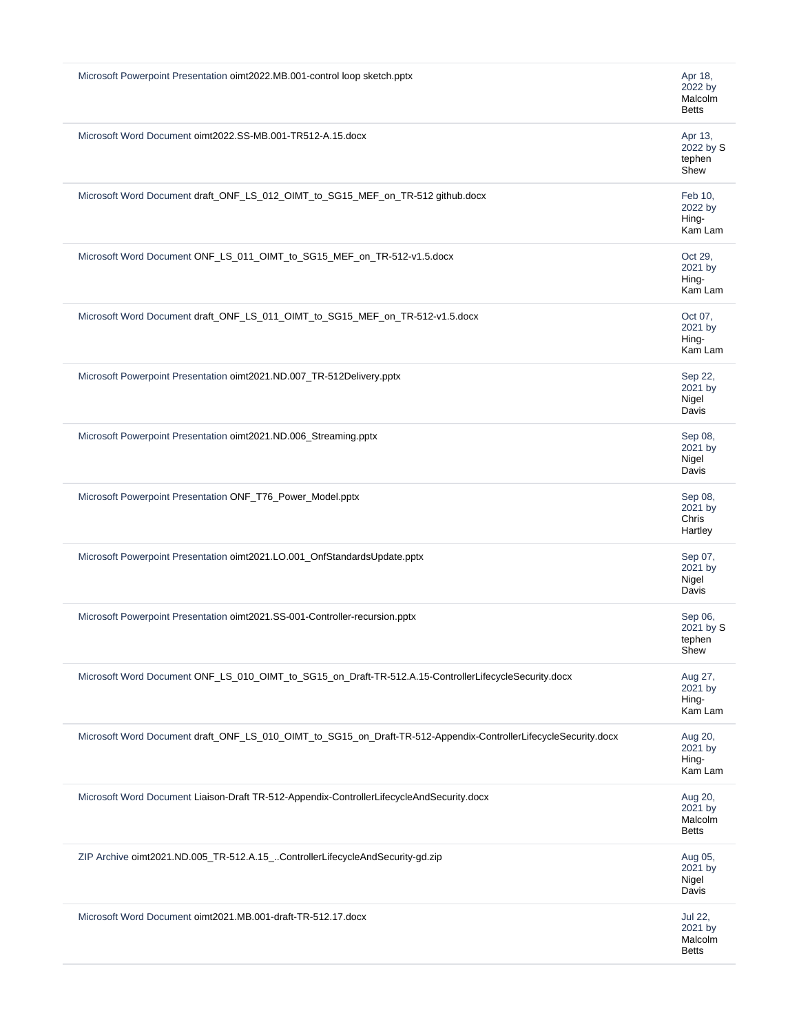| | |
|---|---|
| Microsoft Powerpoint Presentation oimt2022.MB.001-control loop sketch.pptx | Apr 18, 2022 by Malcolm Betts |
| Microsoft Word Document oimt2022.SS-MB.001-TR512-A.15.docx | Apr 13, 2022 by Stephen Shew |
| Microsoft Word Document draft_ONF_LS_012_OIMT_to_SG15_MEF_on_TR-512 github.docx | Feb 10, 2022 by Hing-Kam Lam |
| Microsoft Word Document ONF_LS_011_OIMT_to_SG15_MEF_on_TR-512-v1.5.docx | Oct 29, 2021 by Hing-Kam Lam |
| Microsoft Word Document draft_ONF_LS_011_OIMT_to_SG15_MEF_on_TR-512-v1.5.docx | Oct 07, 2021 by Hing-Kam Lam |
| Microsoft Powerpoint Presentation oimt2021.ND.007_TR-512Delivery.pptx | Sep 22, 2021 by Nigel Davis |
| Microsoft Powerpoint Presentation oimt2021.ND.006_Streaming.pptx | Sep 08, 2021 by Nigel Davis |
| Microsoft Powerpoint Presentation ONF_T76_Power_Model.pptx | Sep 08, 2021 by Chris Hartley |
| Microsoft Powerpoint Presentation oimt2021.LO.001_OnfStandardsUpdate.pptx | Sep 07, 2021 by Nigel Davis |
| Microsoft Powerpoint Presentation oimt2021.SS-001-Controller-recursion.pptx | Sep 06, 2021 by Stephen Shew |
| Microsoft Word Document ONF_LS_010_OIMT_to_SG15_on_Draft-TR-512.A.15-ControllerLifecycleSecurity.docx | Aug 27, 2021 by Hing-Kam Lam |
| Microsoft Word Document draft_ONF_LS_010_OIMT_to_SG15_on_Draft-TR-512-Appendix-ControllerLifecycleSecurity.docx | Aug 20, 2021 by Hing-Kam Lam |
| Microsoft Word Document Liaison-Draft TR-512-Appendix-ControllerLifecycleAndSecurity.docx | Aug 20, 2021 by Malcolm Betts |
| ZIP Archive oimt2021.ND.005_TR-512.A.15_..ControllerLifecycleAndSecurity-gd.zip | Aug 05, 2021 by Nigel Davis |
| Microsoft Word Document oimt2021.MB.001-draft-TR-512.17.docx | Jul 22, 2021 by Malcolm Betts |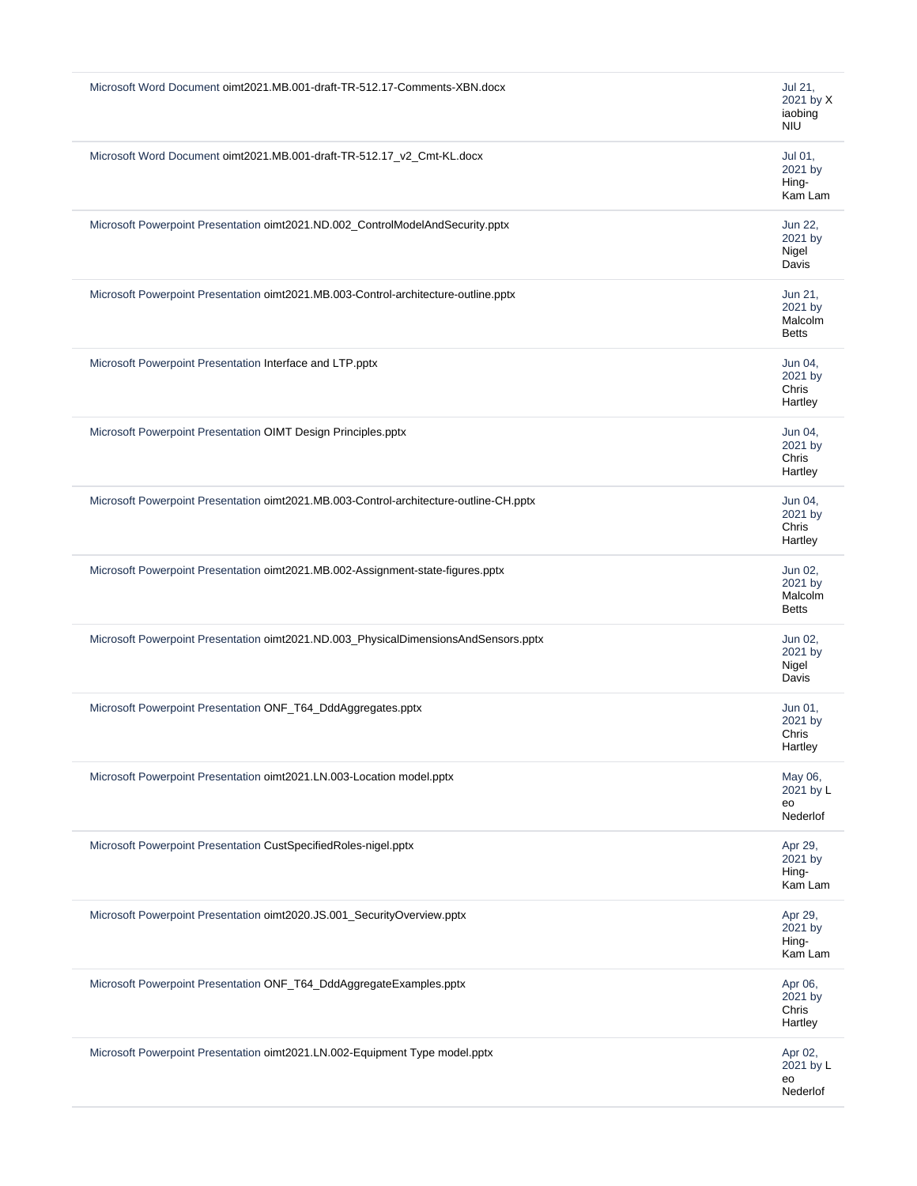| | |
|---|---|
| Microsoft Word Document oimt2021.MB.001-draft-TR-512.17-Comments-XBN.docx | Jul 21, 2021 by Xiaobing NIU |
| Microsoft Word Document oimt2021.MB.001-draft-TR-512.17_v2_Cmt-KL.docx | Jul 01, 2021 by Hing-Kam Lam |
| Microsoft Powerpoint Presentation oimt2021.ND.002_ControlModelAndSecurity.pptx | Jun 22, 2021 by Nigel Davis |
| Microsoft Powerpoint Presentation oimt2021.MB.003-Control-architecture-outline.pptx | Jun 21, 2021 by Malcolm Betts |
| Microsoft Powerpoint Presentation Interface and LTP.pptx | Jun 04, 2021 by Chris Hartley |
| Microsoft Powerpoint Presentation OIMT Design Principles.pptx | Jun 04, 2021 by Chris Hartley |
| Microsoft Powerpoint Presentation oimt2021.MB.003-Control-architecture-outline-CH.pptx | Jun 04, 2021 by Chris Hartley |
| Microsoft Powerpoint Presentation oimt2021.MB.002-Assignment-state-figures.pptx | Jun 02, 2021 by Malcolm Betts |
| Microsoft Powerpoint Presentation oimt2021.ND.003_PhysicalDimensionsAndSensors.pptx | Jun 02, 2021 by Nigel Davis |
| Microsoft Powerpoint Presentation ONF_T64_DddAggregates.pptx | Jun 01, 2021 by Chris Hartley |
| Microsoft Powerpoint Presentation oimt2021.LN.003-Location model.pptx | May 06, 2021 by Leo Nederlof |
| Microsoft Powerpoint Presentation CustSpecifiedRoles-nigel.pptx | Apr 29, 2021 by Hing-Kam Lam |
| Microsoft Powerpoint Presentation oimt2020.JS.001_SecurityOverview.pptx | Apr 29, 2021 by Hing-Kam Lam |
| Microsoft Powerpoint Presentation ONF_T64_DddAggregateExamples.pptx | Apr 06, 2021 by Chris Hartley |
| Microsoft Powerpoint Presentation oimt2021.LN.002-Equipment Type model.pptx | Apr 02, 2021 by Leo Nederlof |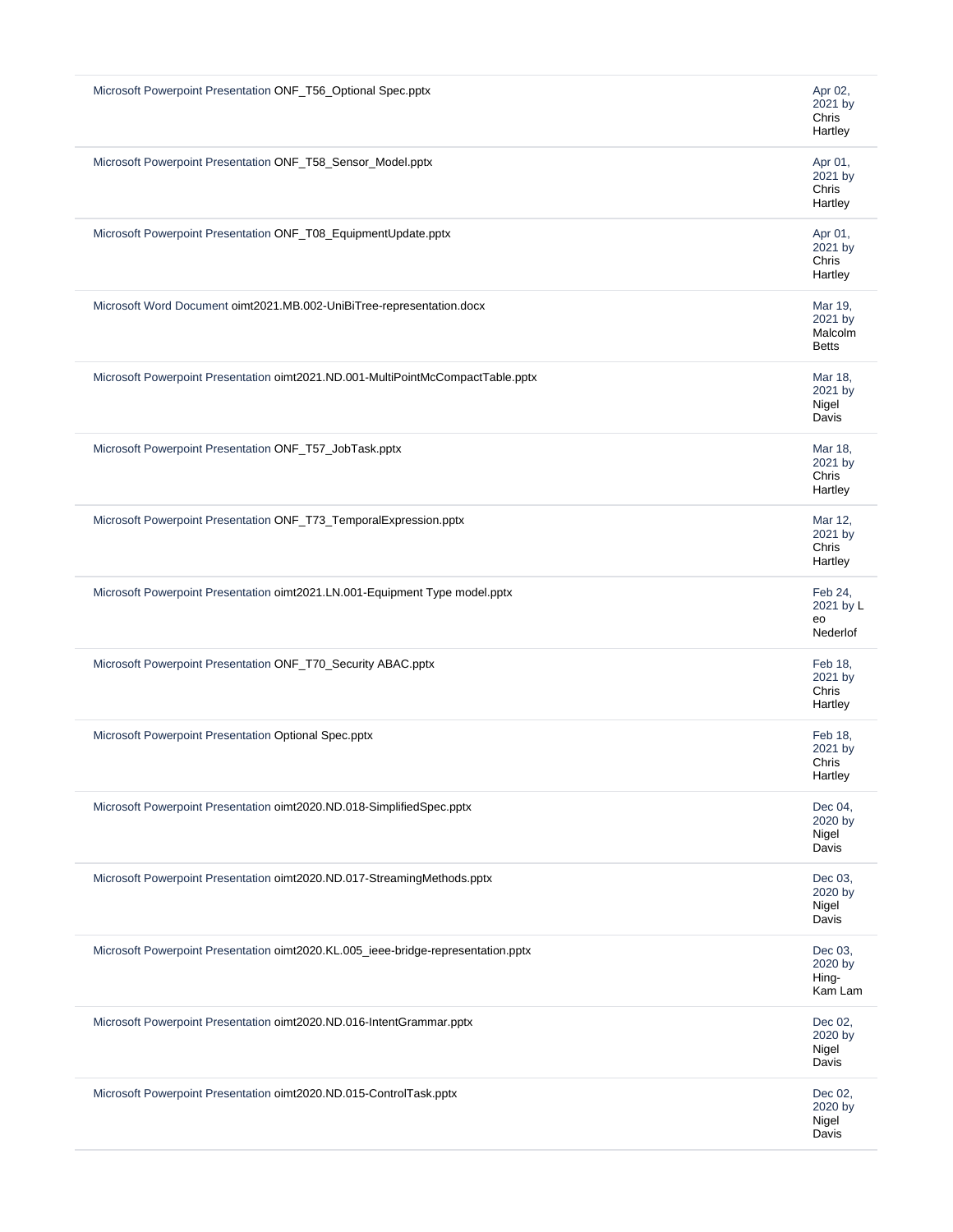| | |
|---|---|
| Microsoft Powerpoint Presentation ONF_T56_Optional Spec.pptx | Apr 02, 2021 by Chris Hartley |
| Microsoft Powerpoint Presentation ONF_T58_Sensor_Model.pptx | Apr 01, 2021 by Chris Hartley |
| Microsoft Powerpoint Presentation ONF_T08_EquipmentUpdate.pptx | Apr 01, 2021 by Chris Hartley |
| Microsoft Word Document oimt2021.MB.002-UniBiTree-representation.docx | Mar 19, 2021 by Malcolm Betts |
| Microsoft Powerpoint Presentation oimt2021.ND.001-MultiPointMcCompactTable.pptx | Mar 18, 2021 by Nigel Davis |
| Microsoft Powerpoint Presentation ONF_T57_JobTask.pptx | Mar 18, 2021 by Chris Hartley |
| Microsoft Powerpoint Presentation ONF_T73_TemporalExpression.pptx | Mar 12, 2021 by Chris Hartley |
| Microsoft Powerpoint Presentation oimt2021.LN.001-Equipment Type model.pptx | Feb 24, 2021 by Leo Nederlof |
| Microsoft Powerpoint Presentation ONF_T70_Security ABAC.pptx | Feb 18, 2021 by Chris Hartley |
| Microsoft Powerpoint Presentation Optional Spec.pptx | Feb 18, 2021 by Chris Hartley |
| Microsoft Powerpoint Presentation oimt2020.ND.018-SimplifiedSpec.pptx | Dec 04, 2020 by Nigel Davis |
| Microsoft Powerpoint Presentation oimt2020.ND.017-StreamingMethods.pptx | Dec 03, 2020 by Nigel Davis |
| Microsoft Powerpoint Presentation oimt2020.KL.005_ieee-bridge-representation.pptx | Dec 03, 2020 by Hing-Kam Lam |
| Microsoft Powerpoint Presentation oimt2020.ND.016-IntentGrammar.pptx | Dec 02, 2020 by Nigel Davis |
| Microsoft Powerpoint Presentation oimt2020.ND.015-ControlTask.pptx | Dec 02, 2020 by Nigel Davis |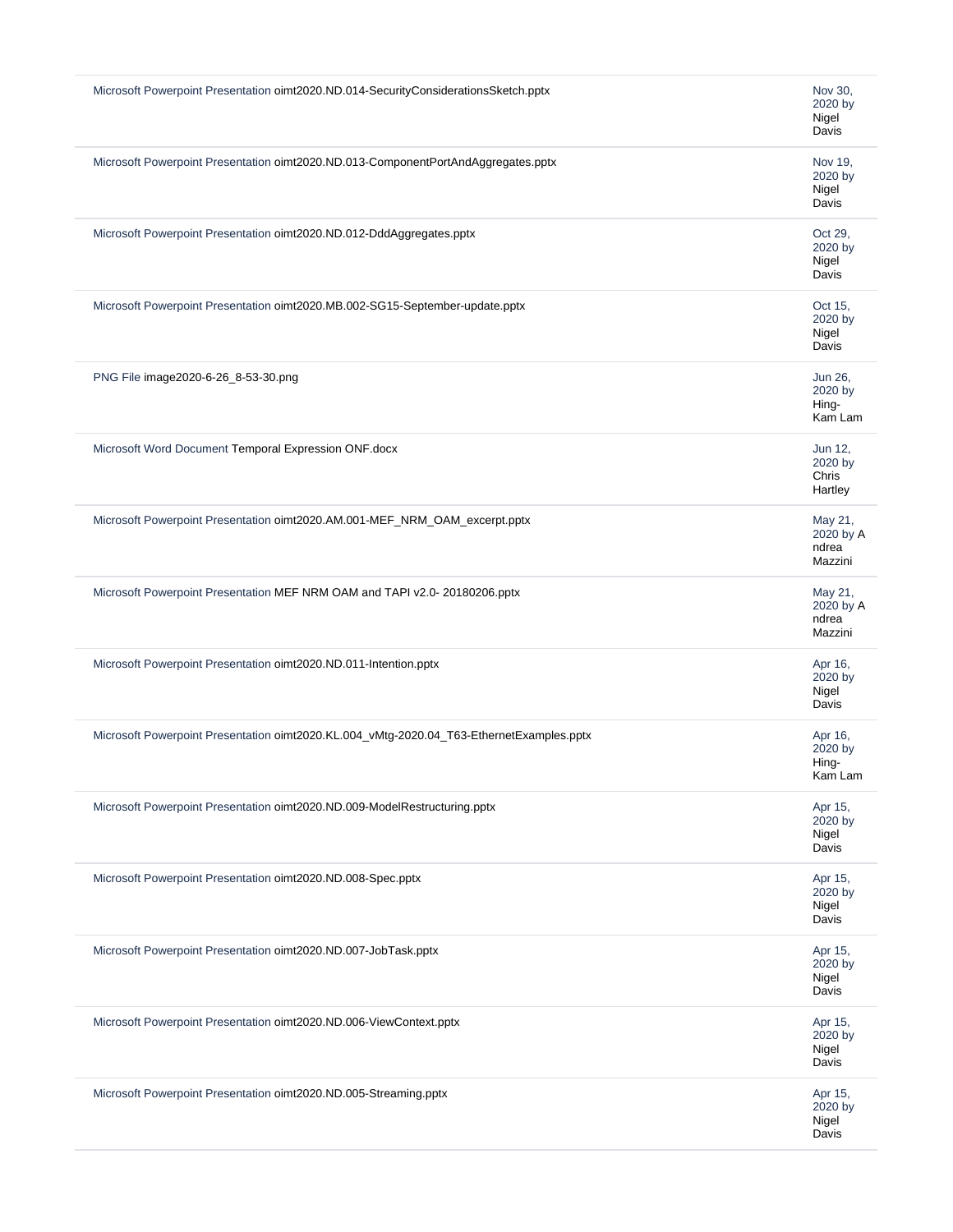| | |
|---|---|
| Microsoft Powerpoint Presentation oimt2020.ND.014-SecurityConsiderationsSketch.pptx | Nov 30, 2020 by Nigel Davis |
| Microsoft Powerpoint Presentation oimt2020.ND.013-ComponentPortAndAggregates.pptx | Nov 19, 2020 by Nigel Davis |
| Microsoft Powerpoint Presentation oimt2020.ND.012-DddAggregates.pptx | Oct 29, 2020 by Nigel Davis |
| Microsoft Powerpoint Presentation oimt2020.MB.002-SG15-September-update.pptx | Oct 15, 2020 by Nigel Davis |
| PNG File image2020-6-26_8-53-30.png | Jun 26, 2020 by Hing-Kam Lam |
| Microsoft Word Document Temporal Expression ONF.docx | Jun 12, 2020 by Chris Hartley |
| Microsoft Powerpoint Presentation oimt2020.AM.001-MEF_NRM_OAM_excerpt.pptx | May 21, 2020 by Andrea Mazzini |
| Microsoft Powerpoint Presentation MEF NRM OAM and TAPI v2.0- 20180206.pptx | May 21, 2020 by Andrea Mazzini |
| Microsoft Powerpoint Presentation oimt2020.ND.011-Intention.pptx | Apr 16, 2020 by Nigel Davis |
| Microsoft Powerpoint Presentation oimt2020.KL.004_vMtg-2020.04_T63-EthernetExamples.pptx | Apr 16, 2020 by Hing-Kam Lam |
| Microsoft Powerpoint Presentation oimt2020.ND.009-ModelRestructuring.pptx | Apr 15, 2020 by Nigel Davis |
| Microsoft Powerpoint Presentation oimt2020.ND.008-Spec.pptx | Apr 15, 2020 by Nigel Davis |
| Microsoft Powerpoint Presentation oimt2020.ND.007-JobTask.pptx | Apr 15, 2020 by Nigel Davis |
| Microsoft Powerpoint Presentation oimt2020.ND.006-ViewContext.pptx | Apr 15, 2020 by Nigel Davis |
| Microsoft Powerpoint Presentation oimt2020.ND.005-Streaming.pptx | Apr 15, 2020 by Nigel Davis |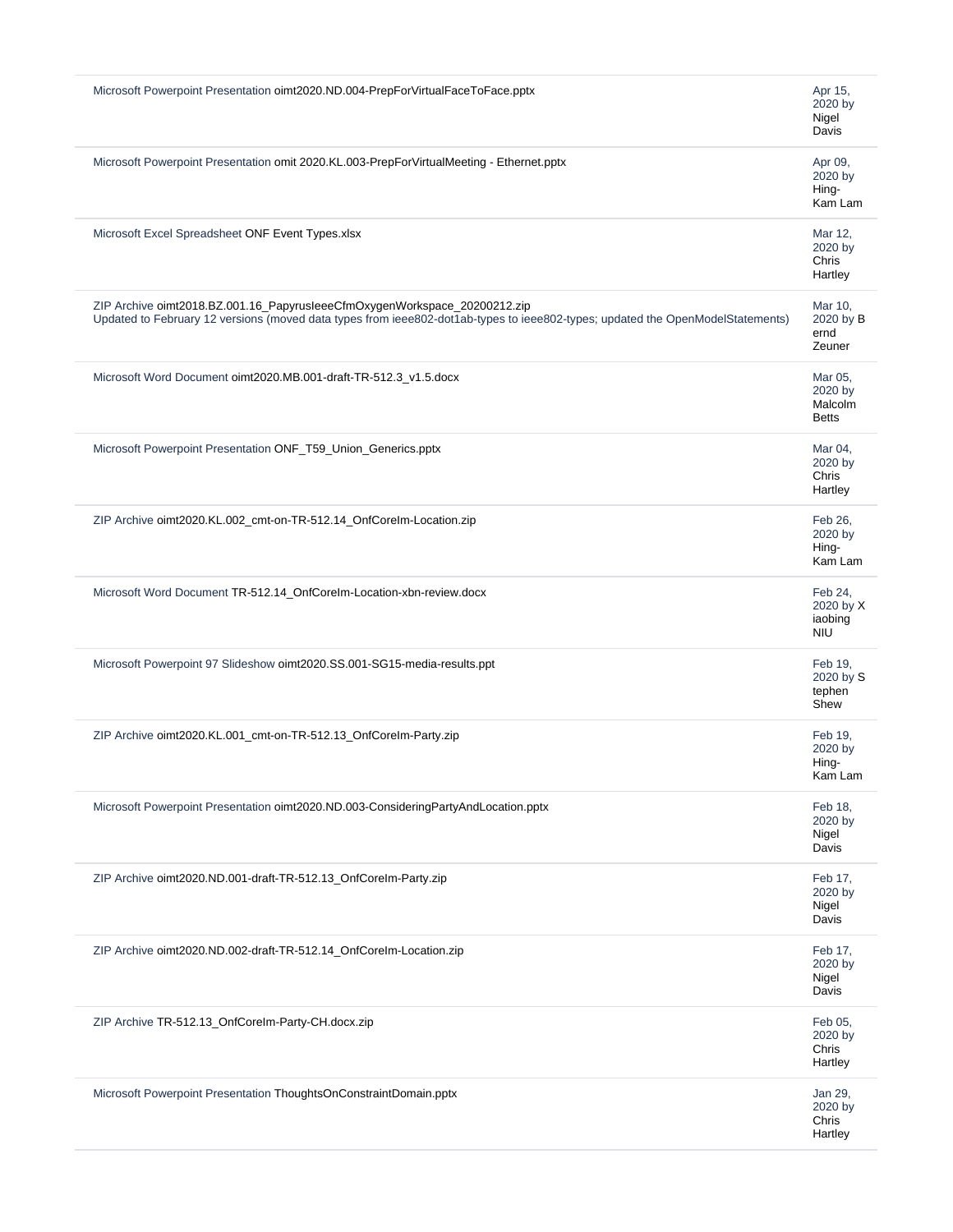| | |
|---|---|
| Microsoft Powerpoint Presentation oimt2020.ND.004-PrepForVirtualFaceToFace.pptx | Apr 15, 2020 by Nigel Davis |
| Microsoft Powerpoint Presentation omit 2020.KL.003-PrepForVirtualMeeting - Ethernet.pptx | Apr 09, 2020 by Hing-Kam Lam |
| Microsoft Excel Spreadsheet ONF Event Types.xlsx | Mar 12, 2020 by Chris Hartley |
| ZIP Archive oimt2018.BZ.001.16_PapyrusIeeeCfmOxygenWorkspace_20200212.zip<br>Updated to February 12 versions (moved data types from ieee802-dot1ab-types to ieee802-types; updated the OpenModelStatements) | Mar 10, 2020 by Bernd Zeuner |
| Microsoft Word Document oimt2020.MB.001-draft-TR-512.3_v1.5.docx | Mar 05, 2020 by Malcolm Betts |
| Microsoft Powerpoint Presentation ONF_T59_Union_Generics.pptx | Mar 04, 2020 by Chris Hartley |
| ZIP Archive oimt2020.KL.002_cmt-on-TR-512.14_OnfCoreIm-Location.zip | Feb 26, 2020 by Hing-Kam Lam |
| Microsoft Word Document TR-512.14_OnfCoreIm-Location-xbn-review.docx | Feb 24, 2020 by Xiaobing NIU |
| Microsoft Powerpoint 97 Slideshow oimt2020.SS.001-SG15-media-results.ppt | Feb 19, 2020 by Stephen Shew |
| ZIP Archive oimt2020.KL.001_cmt-on-TR-512.13_OnfCoreIm-Party.zip | Feb 19, 2020 by Hing-Kam Lam |
| Microsoft Powerpoint Presentation oimt2020.ND.003-ConsideringPartyAndLocation.pptx | Feb 18, 2020 by Nigel Davis |
| ZIP Archive oimt2020.ND.001-draft-TR-512.13_OnfCoreIm-Party.zip | Feb 17, 2020 by Nigel Davis |
| ZIP Archive oimt2020.ND.002-draft-TR-512.14_OnfCoreIm-Location.zip | Feb 17, 2020 by Nigel Davis |
| ZIP Archive TR-512.13_OnfCoreIm-Party-CH.docx.zip | Feb 05, 2020 by Chris Hartley |
| Microsoft Powerpoint Presentation ThoughtsOnConstraintDomain.pptx | Jan 29, 2020 by Chris Hartley |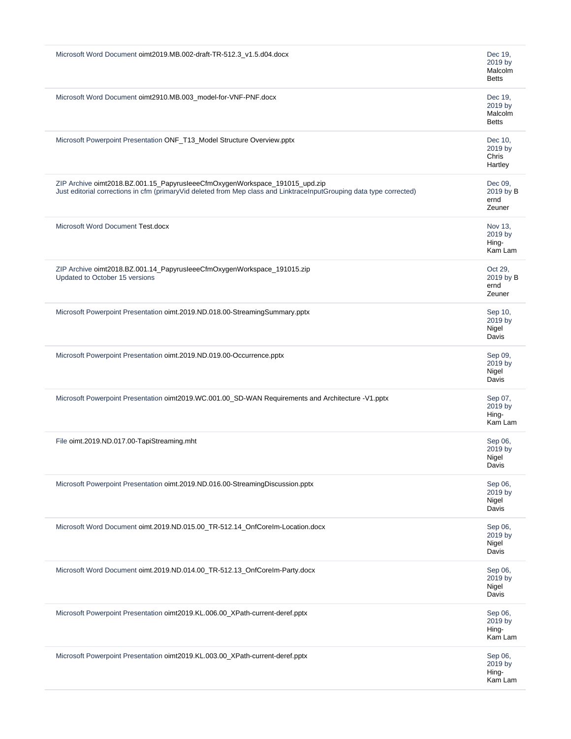| | |
|---|---|
| Microsoft Word Document oimt2019.MB.002-draft-TR-512.3_v1.5.d04.docx | Dec 19, 2019 by Malcolm Betts |
| Microsoft Word Document oimt2910.MB.003_model-for-VNF-PNF.docx | Dec 19, 2019 by Malcolm Betts |
| Microsoft Powerpoint Presentation ONF_T13_Model Structure Overview.pptx | Dec 10, 2019 by Chris Hartley |
| ZIP Archive oimt2018.BZ.001.15_PapyrusIeeeCfmOxygenWorkspace_191015_upd.zip<br>Just editorial corrections in cfm (primaryVid deleted from Mep class and LinktraceInputGrouping data type corrected) | Dec 09, 2019 by Bernd Zeuner |
| Microsoft Word Document Test.docx | Nov 13, 2019 by Hing-Kam Lam |
| ZIP Archive oimt2018.BZ.001.14_PapyrusIeeeCfmOxygenWorkspace_191015.zip<br>Updated to October 15 versions | Oct 29, 2019 by Bernd Zeuner |
| Microsoft Powerpoint Presentation oimt.2019.ND.018.00-StreamingSummary.pptx | Sep 10, 2019 by Nigel Davis |
| Microsoft Powerpoint Presentation oimt.2019.ND.019.00-Occurrence.pptx | Sep 09, 2019 by Nigel Davis |
| Microsoft Powerpoint Presentation oimt2019.WC.001.00_SD-WAN Requirements and Architecture -V1.pptx | Sep 07, 2019 by Hing-Kam Lam |
| File oimt.2019.ND.017.00-TapiStreaming.mht | Sep 06, 2019 by Nigel Davis |
| Microsoft Powerpoint Presentation oimt.2019.ND.016.00-StreamingDiscussion.pptx | Sep 06, 2019 by Nigel Davis |
| Microsoft Word Document oimt.2019.ND.015.00_TR-512.14_OnfCoreIm-Location.docx | Sep 06, 2019 by Nigel Davis |
| Microsoft Word Document oimt.2019.ND.014.00_TR-512.13_OnfCoreIm-Party.docx | Sep 06, 2019 by Nigel Davis |
| Microsoft Powerpoint Presentation oimt2019.KL.006.00_XPath-current-deref.pptx | Sep 06, 2019 by Hing-Kam Lam |
| Microsoft Powerpoint Presentation oimt2019.KL.003.00_XPath-current-deref.pptx | Sep 06, 2019 by Hing-Kam Lam |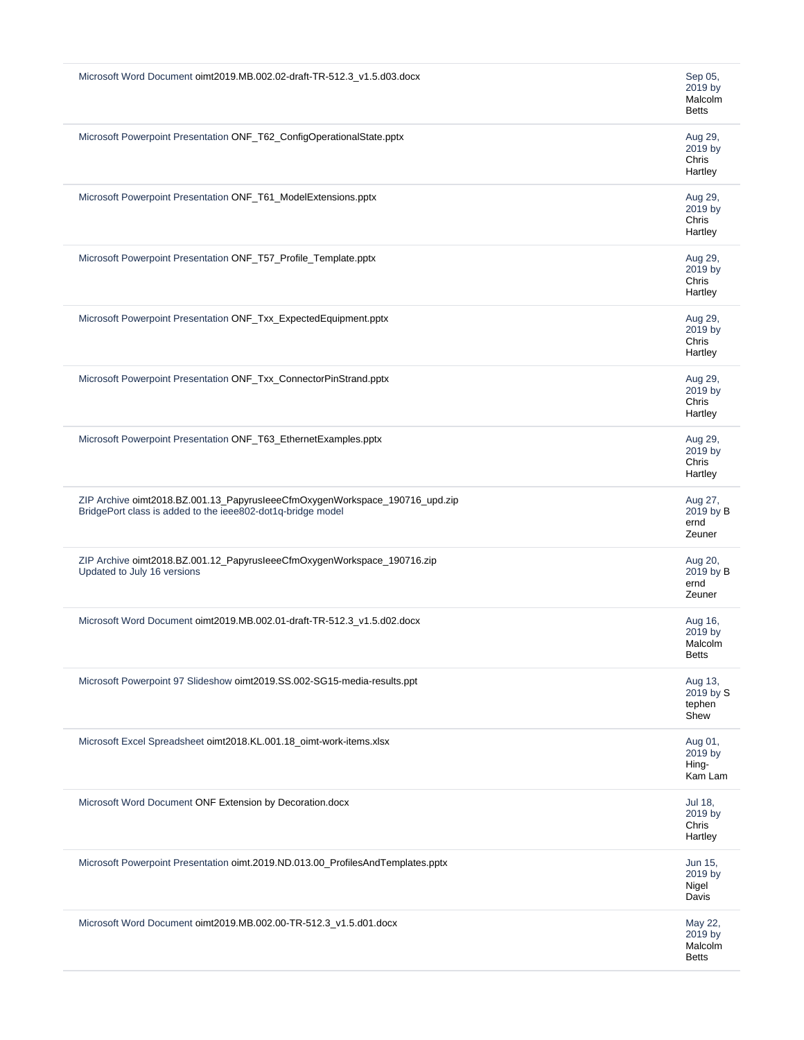| | |
|---|---|
| Microsoft Word Document oimt2019.MB.002.02-draft-TR-512.3_v1.5.d03.docx | Sep 05, 2019 by Malcolm Betts |
| Microsoft Powerpoint Presentation ONF_T62_ConfigOperationalState.pptx | Aug 29, 2019 by Chris Hartley |
| Microsoft Powerpoint Presentation ONF_T61_ModelExtensions.pptx | Aug 29, 2019 by Chris Hartley |
| Microsoft Powerpoint Presentation ONF_T57_Profile_Template.pptx | Aug 29, 2019 by Chris Hartley |
| Microsoft Powerpoint Presentation ONF_Txx_ExpectedEquipment.pptx | Aug 29, 2019 by Chris Hartley |
| Microsoft Powerpoint Presentation ONF_Txx_ConnectorPinStrand.pptx | Aug 29, 2019 by Chris Hartley |
| Microsoft Powerpoint Presentation ONF_T63_EthernetExamples.pptx | Aug 29, 2019 by Chris Hartley |
| ZIP Archive oimt2018.BZ.001.13_PapyrusIeeeCfmOxygenWorkspace_190716_upd.zip<br>BridgePort class is added to the ieee802-dot1q-bridge model | Aug 27, 2019 by Bernd Zeuner |
| ZIP Archive oimt2018.BZ.001.12_PapyrusIeeeCfmOxygenWorkspace_190716.zip<br>Updated to July 16 versions | Aug 20, 2019 by Bernd Zeuner |
| Microsoft Word Document oimt2019.MB.002.01-draft-TR-512.3_v1.5.d02.docx | Aug 16, 2019 by Malcolm Betts |
| Microsoft Powerpoint 97 Slideshow oimt2019.SS.002-SG15-media-results.ppt | Aug 13, 2019 by Stephen Shew |
| Microsoft Excel Spreadsheet oimt2018.KL.001.18_oimt-work-items.xlsx | Aug 01, 2019 by Hing-Kam Lam |
| Microsoft Word Document ONF Extension by Decoration.docx | Jul 18, 2019 by Chris Hartley |
| Microsoft Powerpoint Presentation oimt.2019.ND.013.00_ProfilesAndTemplates.pptx | Jun 15, 2019 by Nigel Davis |
| Microsoft Word Document oimt2019.MB.002.00-TR-512.3_v1.5.d01.docx | May 22, 2019 by Malcolm Betts |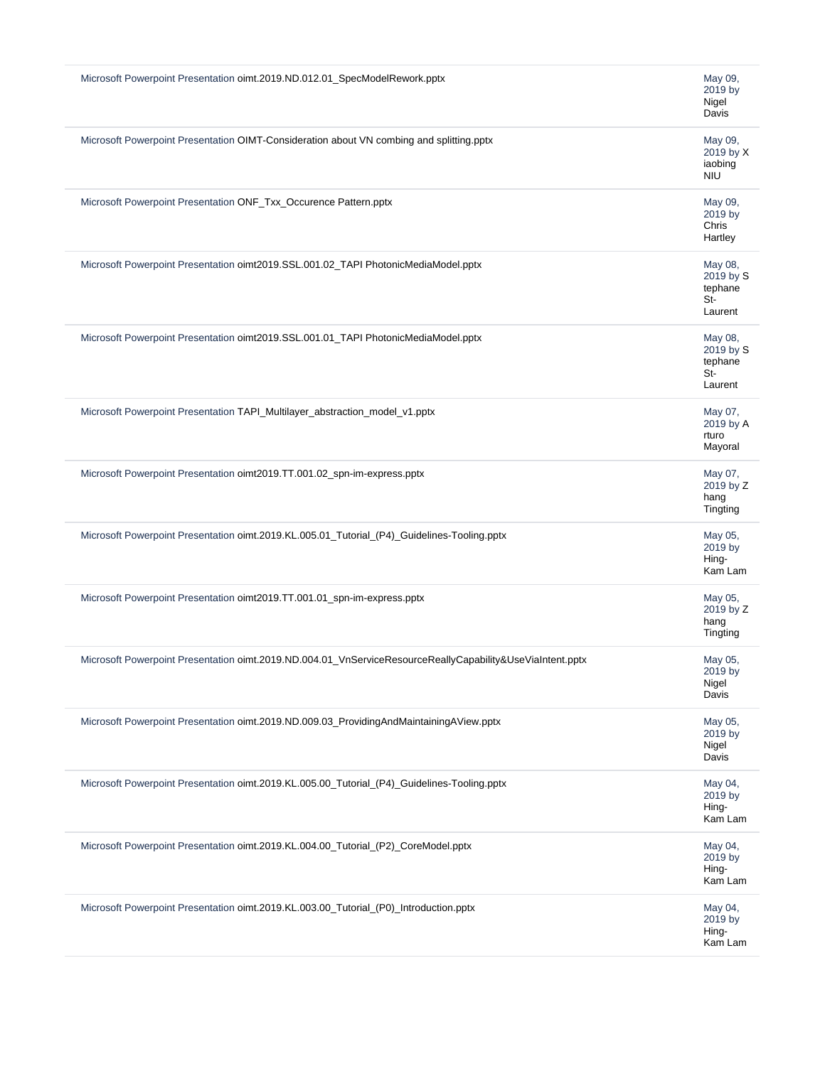| | |
|---|---|
| Microsoft Powerpoint Presentation oimt.2019.ND.012.01_SpecModelRework.pptx | May 09, 2019 by Nigel Davis |
| Microsoft Powerpoint Presentation OIMT-Consideration about VN combing and splitting.pptx | May 09, 2019 by Xiaobing NIU |
| Microsoft Powerpoint Presentation ONF_Txx_Occurence Pattern.pptx | May 09, 2019 by Chris Hartley |
| Microsoft Powerpoint Presentation oimt2019.SSL.001.02_TAPI PhotonicMediaModel.pptx | May 08, 2019 by Stephane St-Laurent |
| Microsoft Powerpoint Presentation oimt2019.SSL.001.01_TAPI PhotonicMediaModel.pptx | May 08, 2019 by Stephane St-Laurent |
| Microsoft Powerpoint Presentation TAPI_Multilayer_abstraction_model_v1.pptx | May 07, 2019 by Arturo Mayoral |
| Microsoft Powerpoint Presentation oimt2019.TT.001.02_spn-im-express.pptx | May 07, 2019 by Zhang Tingting |
| Microsoft Powerpoint Presentation oimt.2019.KL.005.01_Tutorial_(P4)_Guidelines-Tooling.pptx | May 05, 2019 by Hing-Kam Lam |
| Microsoft Powerpoint Presentation oimt2019.TT.001.01_spn-im-express.pptx | May 05, 2019 by Zhang Tingting |
| Microsoft Powerpoint Presentation oimt.2019.ND.004.01_VnServiceResourceReallyCapability&UseViaIntent.pptx | May 05, 2019 by Nigel Davis |
| Microsoft Powerpoint Presentation oimt.2019.ND.009.03_ProvidingAndMaintainingAView.pptx | May 05, 2019 by Nigel Davis |
| Microsoft Powerpoint Presentation oimt.2019.KL.005.00_Tutorial_(P4)_Guidelines-Tooling.pptx | May 04, 2019 by Hing-Kam Lam |
| Microsoft Powerpoint Presentation oimt.2019.KL.004.00_Tutorial_(P2)_CoreModel.pptx | May 04, 2019 by Hing-Kam Lam |
| Microsoft Powerpoint Presentation oimt.2019.KL.003.00_Tutorial_(P0)_Introduction.pptx | May 04, 2019 by Hing-Kam Lam |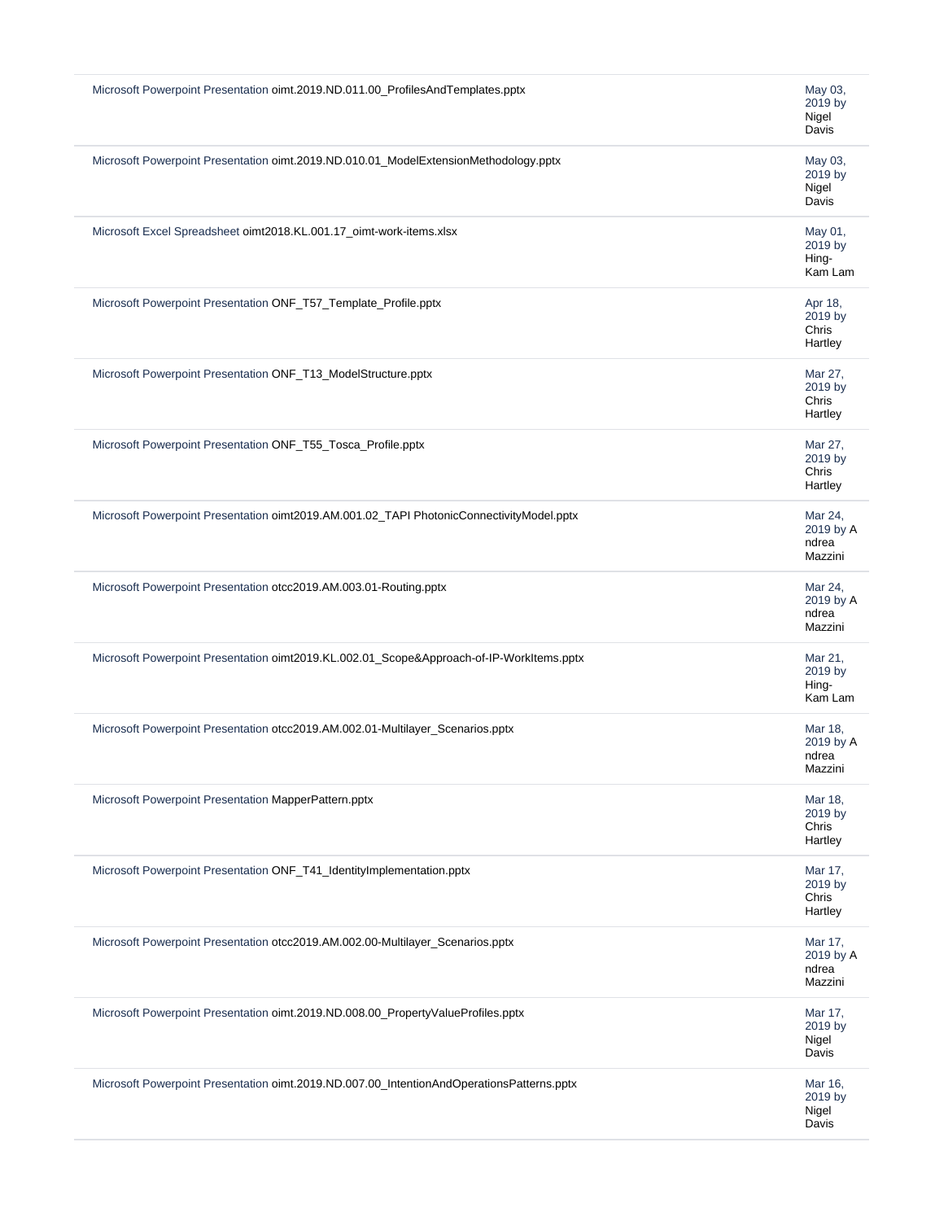| | |
|---|---|
| Microsoft Powerpoint Presentation oimt.2019.ND.011.00_ProfilesAndTemplates.pptx | May 03, 2019 by Nigel Davis |
| Microsoft Powerpoint Presentation oimt.2019.ND.010.01_ModelExtensionMethodology.pptx | May 03, 2019 by Nigel Davis |
| Microsoft Excel Spreadsheet oimt2018.KL.001.17_oimt-work-items.xlsx | May 01, 2019 by Hing-Kam Lam |
| Microsoft Powerpoint Presentation ONF_T57_Template_Profile.pptx | Apr 18, 2019 by Chris Hartley |
| Microsoft Powerpoint Presentation ONF_T13_ModelStructure.pptx | Mar 27, 2019 by Chris Hartley |
| Microsoft Powerpoint Presentation ONF_T55_Tosca_Profile.pptx | Mar 27, 2019 by Chris Hartley |
| Microsoft Powerpoint Presentation oimt2019.AM.001.02_TAPI PhotonicConnectivityModel.pptx | Mar 24, 2019 by Andrea Mazzini |
| Microsoft Powerpoint Presentation otcc2019.AM.003.01-Routing.pptx | Mar 24, 2019 by Andrea Mazzini |
| Microsoft Powerpoint Presentation oimt2019.KL.002.01_Scope&Approach-of-IP-WorkItems.pptx | Mar 21, 2019 by Hing-Kam Lam |
| Microsoft Powerpoint Presentation otcc2019.AM.002.01-Multilayer_Scenarios.pptx | Mar 18, 2019 by Andrea Mazzini |
| Microsoft Powerpoint Presentation MapperPattern.pptx | Mar 18, 2019 by Chris Hartley |
| Microsoft Powerpoint Presentation ONF_T41_IdentityImplementation.pptx | Mar 17, 2019 by Chris Hartley |
| Microsoft Powerpoint Presentation otcc2019.AM.002.00-Multilayer_Scenarios.pptx | Mar 17, 2019 by Andrea Mazzini |
| Microsoft Powerpoint Presentation oimt.2019.ND.008.00_PropertyValueProfiles.pptx | Mar 17, 2019 by Nigel Davis |
| Microsoft Powerpoint Presentation oimt.2019.ND.007.00_IntentionAndOperationsPatterns.pptx | Mar 16, 2019 by Nigel Davis |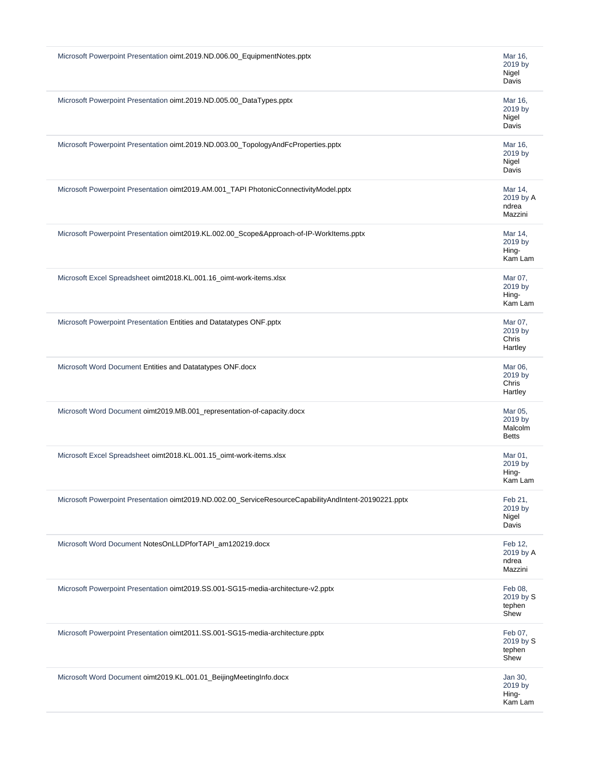| | |
|---|---|
| Microsoft Powerpoint Presentation oimt.2019.ND.006.00_EquipmentNotes.pptx | Mar 16, 2019 by Nigel Davis |
| Microsoft Powerpoint Presentation oimt.2019.ND.005.00_DataTypes.pptx | Mar 16, 2019 by Nigel Davis |
| Microsoft Powerpoint Presentation oimt.2019.ND.003.00_TopologyAndFcProperties.pptx | Mar 16, 2019 by Nigel Davis |
| Microsoft Powerpoint Presentation oimt2019.AM.001_TAPI PhotonicConnectivityModel.pptx | Mar 14, 2019 by Andrea Mazzini |
| Microsoft Powerpoint Presentation oimt2019.KL.002.00_Scope&Approach-of-IP-WorkItems.pptx | Mar 14, 2019 by Hing-Kam Lam |
| Microsoft Excel Spreadsheet oimt2018.KL.001.16_oimt-work-items.xlsx | Mar 07, 2019 by Hing-Kam Lam |
| Microsoft Powerpoint Presentation Entities and Datatatypes ONF.pptx | Mar 07, 2019 by Chris Hartley |
| Microsoft Word Document Entities and Datatatypes ONF.docx | Mar 06, 2019 by Chris Hartley |
| Microsoft Word Document oimt2019.MB.001_representation-of-capacity.docx | Mar 05, 2019 by Malcolm Betts |
| Microsoft Excel Spreadsheet oimt2018.KL.001.15_oimt-work-items.xlsx | Mar 01, 2019 by Hing-Kam Lam |
| Microsoft Powerpoint Presentation oimt2019.ND.002.00_ServiceResourceCapabilityAndIntent-20190221.pptx | Feb 21, 2019 by Nigel Davis |
| Microsoft Word Document NotesOnLLDPforTAPI_am120219.docx | Feb 12, 2019 by Andrea Mazzini |
| Microsoft Powerpoint Presentation oimt2019.SS.001-SG15-media-architecture-v2.pptx | Feb 08, 2019 by Stephen Shew |
| Microsoft Powerpoint Presentation oimt2011.SS.001-SG15-media-architecture.pptx | Feb 07, 2019 by Stephen Shew |
| Microsoft Word Document oimt2019.KL.001.01_BeijingMeetingInfo.docx | Jan 30, 2019 by Hing-Kam Lam |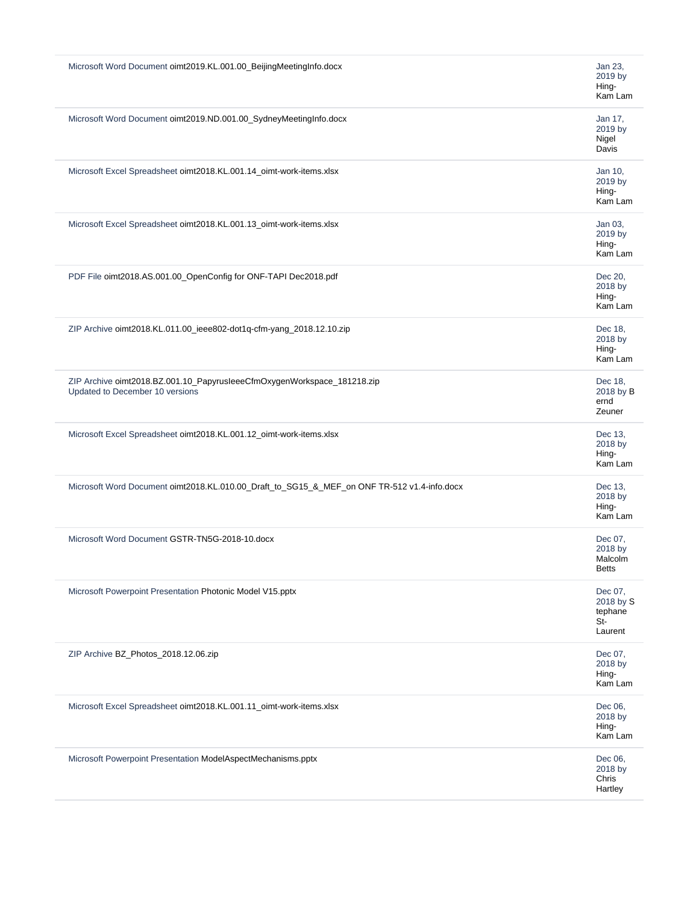| | |
|---|---|
| Microsoft Word Document oimt2019.KL.001.00_BeijingMeetingInfo.docx | Jan 23, 2019 by Hing-Kam Lam |
| Microsoft Word Document oimt2019.ND.001.00_SydneyMeetingInfo.docx | Jan 17, 2019 by Nigel Davis |
| Microsoft Excel Spreadsheet oimt2018.KL.001.14_oimt-work-items.xlsx | Jan 10, 2019 by Hing-Kam Lam |
| Microsoft Excel Spreadsheet oimt2018.KL.001.13_oimt-work-items.xlsx | Jan 03, 2019 by Hing-Kam Lam |
| PDF File oimt2018.AS.001.00_OpenConfig for ONF-TAPI Dec2018.pdf | Dec 20, 2018 by Hing-Kam Lam |
| ZIP Archive oimt2018.KL.011.00_ieee802-dot1q-cfm-yang_2018.12.10.zip | Dec 18, 2018 by Hing-Kam Lam |
| ZIP Archive oimt2018.BZ.001.10_PapyrusIeeeCfmOxygenWorkspace_181218.zip<br>Updated to December 10 versions | Dec 18, 2018 by Bernd Zeuner |
| Microsoft Excel Spreadsheet oimt2018.KL.001.12_oimt-work-items.xlsx | Dec 13, 2018 by Hing-Kam Lam |
| Microsoft Word Document oimt2018.KL.010.00_Draft_to_SG15_&_MEF_on ONF TR-512 v1.4-info.docx | Dec 13, 2018 by Hing-Kam Lam |
| Microsoft Word Document GSTR-TN5G-2018-10.docx | Dec 07, 2018 by Malcolm Betts |
| Microsoft Powerpoint Presentation Photonic Model V15.pptx | Dec 07, 2018 by Stephane St-Laurent |
| ZIP Archive BZ_Photos_2018.12.06.zip | Dec 07, 2018 by Hing-Kam Lam |
| Microsoft Excel Spreadsheet oimt2018.KL.001.11_oimt-work-items.xlsx | Dec 06, 2018 by Hing-Kam Lam |
| Microsoft Powerpoint Presentation ModelAspectMechanisms.pptx | Dec 06, 2018 by Chris Hartley |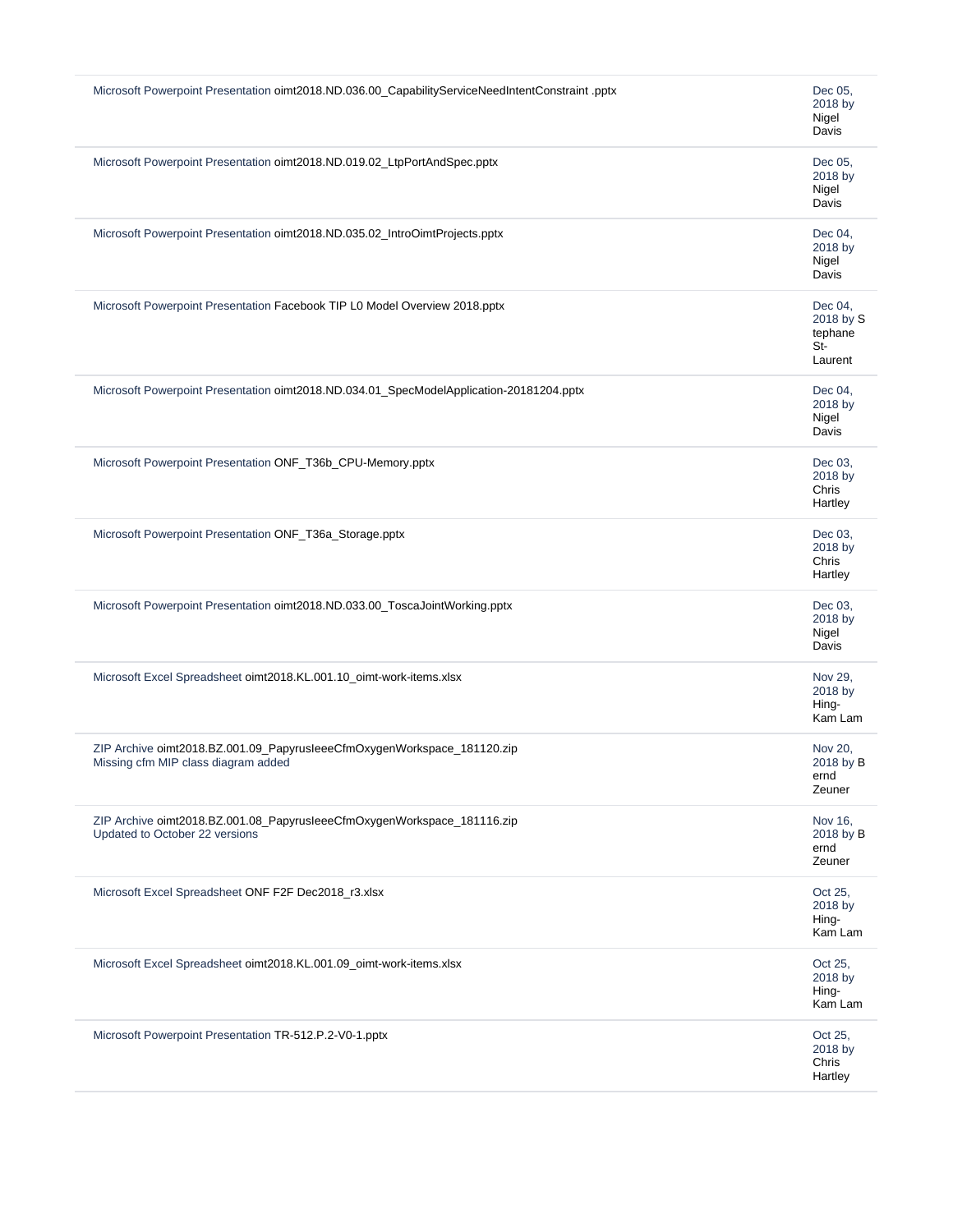| | |
|---|---|
| Microsoft Powerpoint Presentation oimt2018.ND.036.00_CapabilityServiceNeedIntentConstraint .pptx | Dec 05, 2018 by Nigel Davis |
| Microsoft Powerpoint Presentation oimt2018.ND.019.02_LtpPortAndSpec.pptx | Dec 05, 2018 by Nigel Davis |
| Microsoft Powerpoint Presentation oimt2018.ND.035.02_IntroOimtProjects.pptx | Dec 04, 2018 by Nigel Davis |
| Microsoft Powerpoint Presentation Facebook TIP L0 Model Overview 2018.pptx | Dec 04, 2018 by Stephane St-Laurent |
| Microsoft Powerpoint Presentation oimt2018.ND.034.01_SpecModelApplication-20181204.pptx | Dec 04, 2018 by Nigel Davis |
| Microsoft Powerpoint Presentation ONF_T36b_CPU-Memory.pptx | Dec 03, 2018 by Chris Hartley |
| Microsoft Powerpoint Presentation ONF_T36a_Storage.pptx | Dec 03, 2018 by Chris Hartley |
| Microsoft Powerpoint Presentation oimt2018.ND.033.00_ToscaJointWorking.pptx | Dec 03, 2018 by Nigel Davis |
| Microsoft Excel Spreadsheet oimt2018.KL.001.10_oimt-work-items.xlsx | Nov 29, 2018 by Hing-Kam Lam |
| ZIP Archive oimt2018.BZ.001.09_PapyrusIeeeCfmOxygenWorkspace_181120.zip<br>Missing cfm MIP class diagram added | Nov 20, 2018 by Bernd Zeuner |
| ZIP Archive oimt2018.BZ.001.08_PapyrusIeeeCfmOxygenWorkspace_181116.zip<br>Updated to October 22 versions | Nov 16, 2018 by Bernd Zeuner |
| Microsoft Excel Spreadsheet ONF F2F Dec2018_r3.xlsx | Oct 25, 2018 by Hing-Kam Lam |
| Microsoft Excel Spreadsheet oimt2018.KL.001.09_oimt-work-items.xlsx | Oct 25, 2018 by Hing-Kam Lam |
| Microsoft Powerpoint Presentation TR-512.P.2-V0-1.pptx | Oct 25, 2018 by Chris Hartley |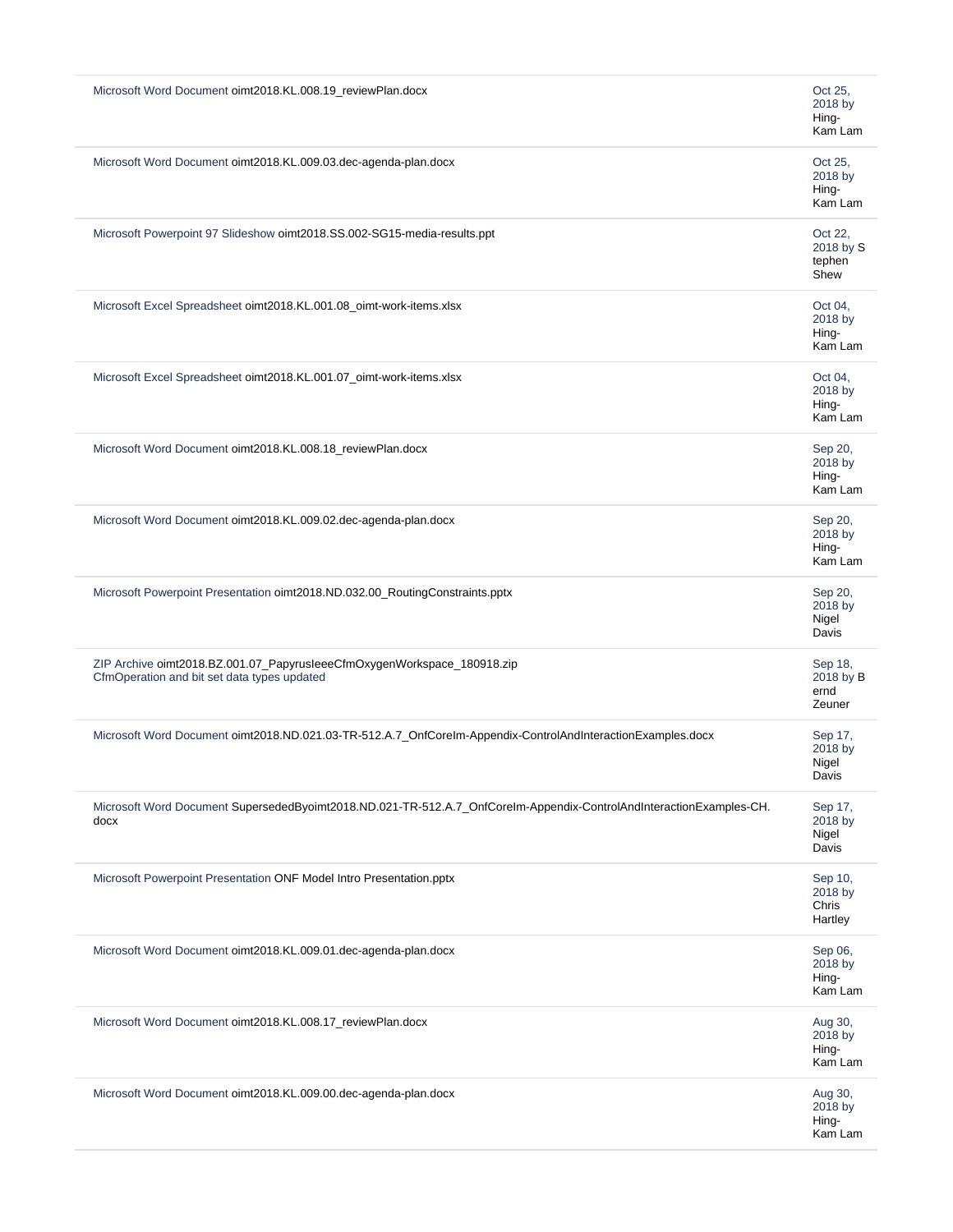| | |
|---|---|
| Microsoft Word Document oimt2018.KL.008.19_reviewPlan.docx | Oct 25, 2018 by Hing-Kam Lam |
| Microsoft Word Document oimt2018.KL.009.03.dec-agenda-plan.docx | Oct 25, 2018 by Hing-Kam Lam |
| Microsoft Powerpoint 97 Slideshow oimt2018.SS.002-SG15-media-results.ppt | Oct 22, 2018 by Stephen Shew |
| Microsoft Excel Spreadsheet oimt2018.KL.001.08_oimt-work-items.xlsx | Oct 04, 2018 by Hing-Kam Lam |
| Microsoft Excel Spreadsheet oimt2018.KL.001.07_oimt-work-items.xlsx | Oct 04, 2018 by Hing-Kam Lam |
| Microsoft Word Document oimt2018.KL.008.18_reviewPlan.docx | Sep 20, 2018 by Hing-Kam Lam |
| Microsoft Word Document oimt2018.KL.009.02.dec-agenda-plan.docx | Sep 20, 2018 by Hing-Kam Lam |
| Microsoft Powerpoint Presentation oimt2018.ND.032.00_RoutingConstraints.pptx | Sep 20, 2018 by Nigel Davis |
| ZIP Archive oimt2018.BZ.001.07_PapyrusIeeeCfmOxygenWorkspace_180918.zip<br>CfmOperation and bit set data types updated | Sep 18, 2018 by Bernd Zeuner |
| Microsoft Word Document oimt2018.ND.021.03-TR-512.A.7_OnfCoreIm-Appendix-ControlAndInteractionExamples.docx | Sep 17, 2018 by Nigel Davis |
| Microsoft Word Document SupersededByoimt2018.ND.021-TR-512.A.7_OnfCoreIm-Appendix-ControlAndInteractionExamples-CH.docx | Sep 17, 2018 by Nigel Davis |
| Microsoft Powerpoint Presentation ONF Model Intro Presentation.pptx | Sep 10, 2018 by Chris Hartley |
| Microsoft Word Document oimt2018.KL.009.01.dec-agenda-plan.docx | Sep 06, 2018 by Hing-Kam Lam |
| Microsoft Word Document oimt2018.KL.008.17_reviewPlan.docx | Aug 30, 2018 by Hing-Kam Lam |
| Microsoft Word Document oimt2018.KL.009.00.dec-agenda-plan.docx | Aug 30, 2018 by Hing-Kam Lam |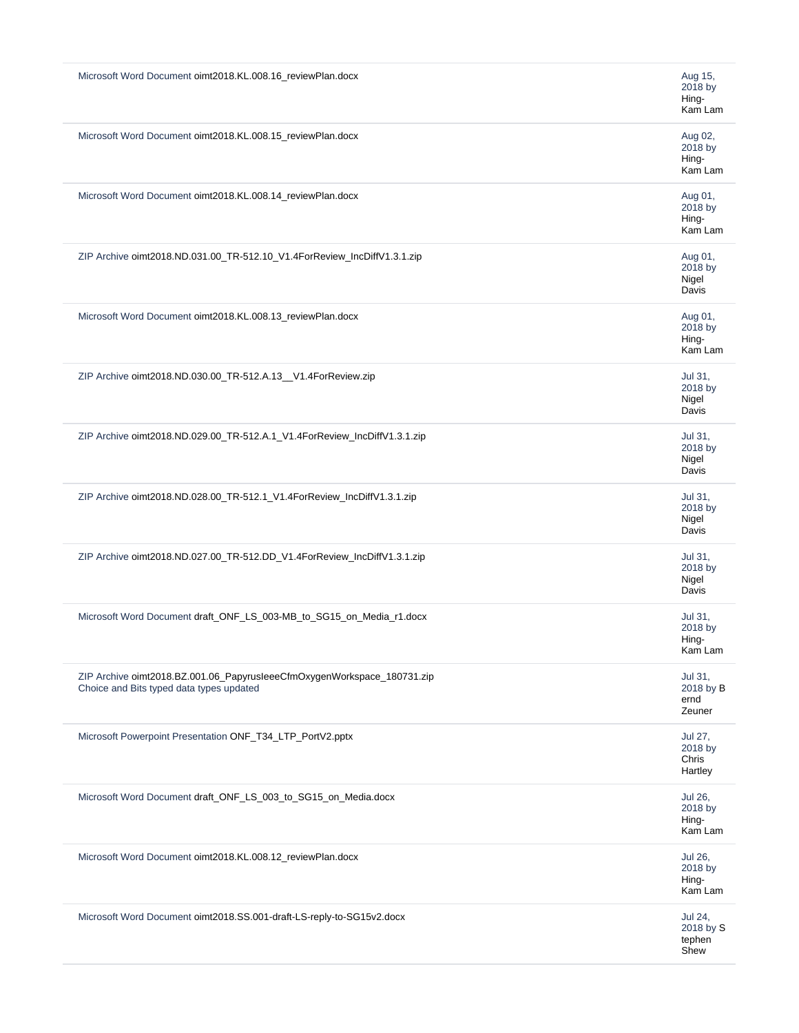| | |
|---|---|
| Microsoft Word Document oimt2018.KL.008.16_reviewPlan.docx | Aug 15, 2018 by Hing-Kam Lam |
| Microsoft Word Document oimt2018.KL.008.15_reviewPlan.docx | Aug 02, 2018 by Hing-Kam Lam |
| Microsoft Word Document oimt2018.KL.008.14_reviewPlan.docx | Aug 01, 2018 by Hing-Kam Lam |
| ZIP Archive oimt2018.ND.031.00_TR-512.10_V1.4ForReview_IncDiffV1.3.1.zip | Aug 01, 2018 by Nigel Davis |
| Microsoft Word Document oimt2018.KL.008.13_reviewPlan.docx | Aug 01, 2018 by Hing-Kam Lam |
| ZIP Archive oimt2018.ND.030.00_TR-512.A.13__V1.4ForReview.zip | Jul 31, 2018 by Nigel Davis |
| ZIP Archive oimt2018.ND.029.00_TR-512.A.1_V1.4ForReview_IncDiffV1.3.1.zip | Jul 31, 2018 by Nigel Davis |
| ZIP Archive oimt2018.ND.028.00_TR-512.1_V1.4ForReview_IncDiffV1.3.1.zip | Jul 31, 2018 by Nigel Davis |
| ZIP Archive oimt2018.ND.027.00_TR-512.DD_V1.4ForReview_IncDiffV1.3.1.zip | Jul 31, 2018 by Nigel Davis |
| Microsoft Word Document draft_ONF_LS_003-MB_to_SG15_on_Media_r1.docx | Jul 31, 2018 by Hing-Kam Lam |
| ZIP Archive oimt2018.BZ.001.06_PapyrusIeeeCfmOxygenWorkspace_180731.zip<br>Choice and Bits typed data types updated | Jul 31, 2018 by Bernd Zeuner |
| Microsoft Powerpoint Presentation ONF_T34_LTP_PortV2.pptx | Jul 27, 2018 by Chris Hartley |
| Microsoft Word Document draft_ONF_LS_003_to_SG15_on_Media.docx | Jul 26, 2018 by Hing-Kam Lam |
| Microsoft Word Document oimt2018.KL.008.12_reviewPlan.docx | Jul 26, 2018 by Hing-Kam Lam |
| Microsoft Word Document oimt2018.SS.001-draft-LS-reply-to-SG15v2.docx | Jul 24, 2018 by Stephen Shew |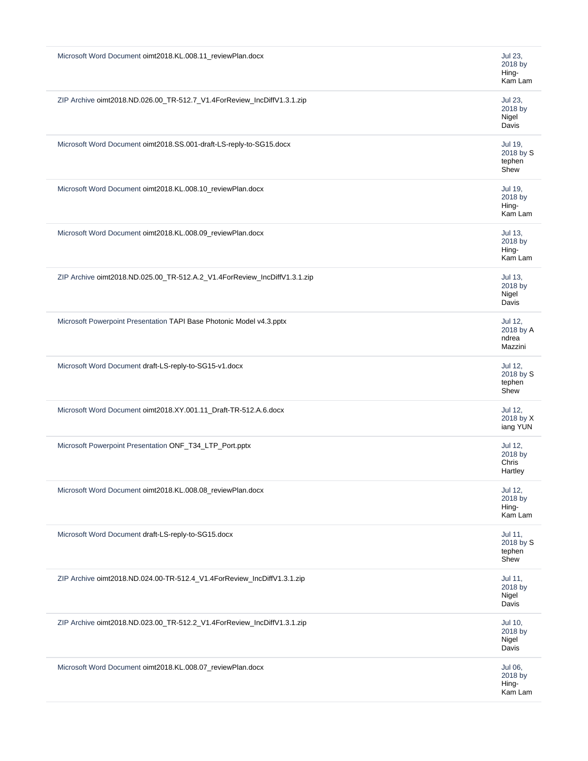| | |
|---|---|
| Microsoft Word Document oimt2018.KL.008.11_reviewPlan.docx | Jul 23, 2018 by Hing-Kam Lam |
| ZIP Archive oimt2018.ND.026.00_TR-512.7_V1.4ForReview_IncDiffV1.3.1.zip | Jul 23, 2018 by Nigel Davis |
| Microsoft Word Document oimt2018.SS.001-draft-LS-reply-to-SG15.docx | Jul 19, 2018 by Stephen Shew |
| Microsoft Word Document oimt2018.KL.008.10_reviewPlan.docx | Jul 19, 2018 by Hing-Kam Lam |
| Microsoft Word Document oimt2018.KL.008.09_reviewPlan.docx | Jul 13, 2018 by Hing-Kam Lam |
| ZIP Archive oimt2018.ND.025.00_TR-512.A.2_V1.4ForReview_IncDiffV1.3.1.zip | Jul 13, 2018 by Nigel Davis |
| Microsoft Powerpoint Presentation TAPI Base Photonic Model v4.3.pptx | Jul 12, 2018 by Andrea Mazzini |
| Microsoft Word Document draft-LS-reply-to-SG15-v1.docx | Jul 12, 2018 by Stephen Shew |
| Microsoft Word Document oimt2018.XY.001.11_Draft-TR-512.A.6.docx | Jul 12, 2018 by Xiang YUN |
| Microsoft Powerpoint Presentation ONF_T34_LTP_Port.pptx | Jul 12, 2018 by Chris Hartley |
| Microsoft Word Document oimt2018.KL.008.08_reviewPlan.docx | Jul 12, 2018 by Hing-Kam Lam |
| Microsoft Word Document draft-LS-reply-to-SG15.docx | Jul 11, 2018 by Stephen Shew |
| ZIP Archive oimt2018.ND.024.00-TR-512.4_V1.4ForReview_IncDiffV1.3.1.zip | Jul 11, 2018 by Nigel Davis |
| ZIP Archive oimt2018.ND.023.00_TR-512.2_V1.4ForReview_IncDiffV1.3.1.zip | Jul 10, 2018 by Nigel Davis |
| Microsoft Word Document oimt2018.KL.008.07_reviewPlan.docx | Jul 06, 2018 by Hing-Kam Lam |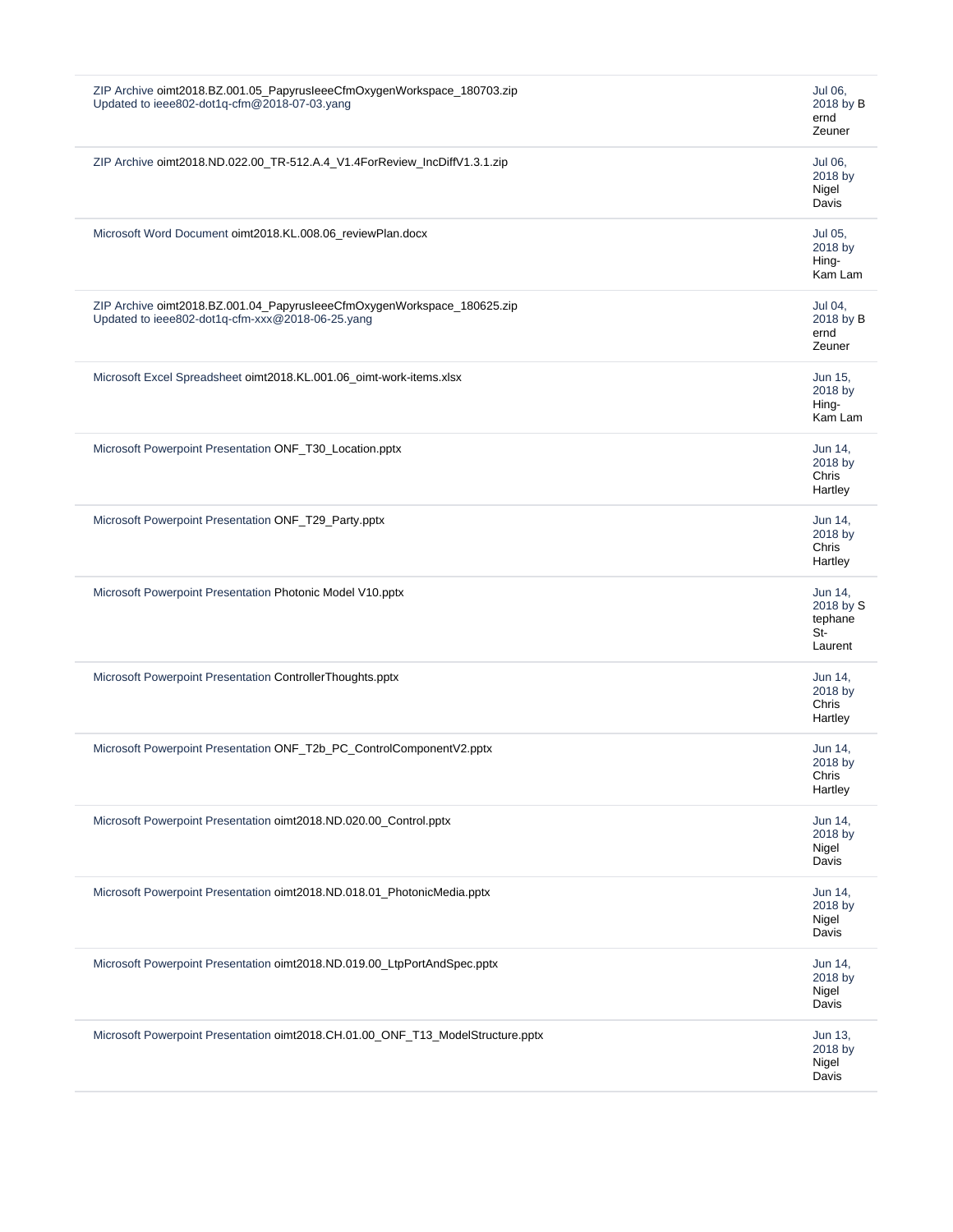| | |
|---|---|
| ZIP Archive oimt2018.BZ.001.05_PapyrusIeeeCfmOxygenWorkspace_180703.zip<br>Updated to ieee802-dot1q-cfm@2018-07-03.yang | Jul 06, 2018 by Bernd Zeuner |
| ZIP Archive oimt2018.ND.022.00_TR-512.A.4_V1.4ForReview_IncDiffV1.3.1.zip | Jul 06, 2018 by Nigel Davis |
| Microsoft Word Document oimt2018.KL.008.06_reviewPlan.docx | Jul 05, 2018 by Hing-Kam Lam |
| ZIP Archive oimt2018.BZ.001.04_PapyrusIeeeCfmOxygenWorkspace_180625.zip<br>Updated to ieee802-dot1q-cfm-xxx@2018-06-25.yang | Jul 04, 2018 by Bernd Zeuner |
| Microsoft Excel Spreadsheet oimt2018.KL.001.06_oimt-work-items.xlsx | Jun 15, 2018 by Hing-Kam Lam |
| Microsoft Powerpoint Presentation ONF_T30_Location.pptx | Jun 14, 2018 by Chris Hartley |
| Microsoft Powerpoint Presentation ONF_T29_Party.pptx | Jun 14, 2018 by Chris Hartley |
| Microsoft Powerpoint Presentation Photonic Model V10.pptx | Jun 14, 2018 by Stephane St-Laurent |
| Microsoft Powerpoint Presentation ControllerThoughts.pptx | Jun 14, 2018 by Chris Hartley |
| Microsoft Powerpoint Presentation ONF_T2b_PC_ControlComponentV2.pptx | Jun 14, 2018 by Chris Hartley |
| Microsoft Powerpoint Presentation oimt2018.ND.020.00_Control.pptx | Jun 14, 2018 by Nigel Davis |
| Microsoft Powerpoint Presentation oimt2018.ND.018.01_PhotonicMedia.pptx | Jun 14, 2018 by Nigel Davis |
| Microsoft Powerpoint Presentation oimt2018.ND.019.00_LtpPortAndSpec.pptx | Jun 14, 2018 by Nigel Davis |
| Microsoft Powerpoint Presentation oimt2018.CH.01.00_ONF_T13_ModelStructure.pptx | Jun 13, 2018 by Nigel Davis |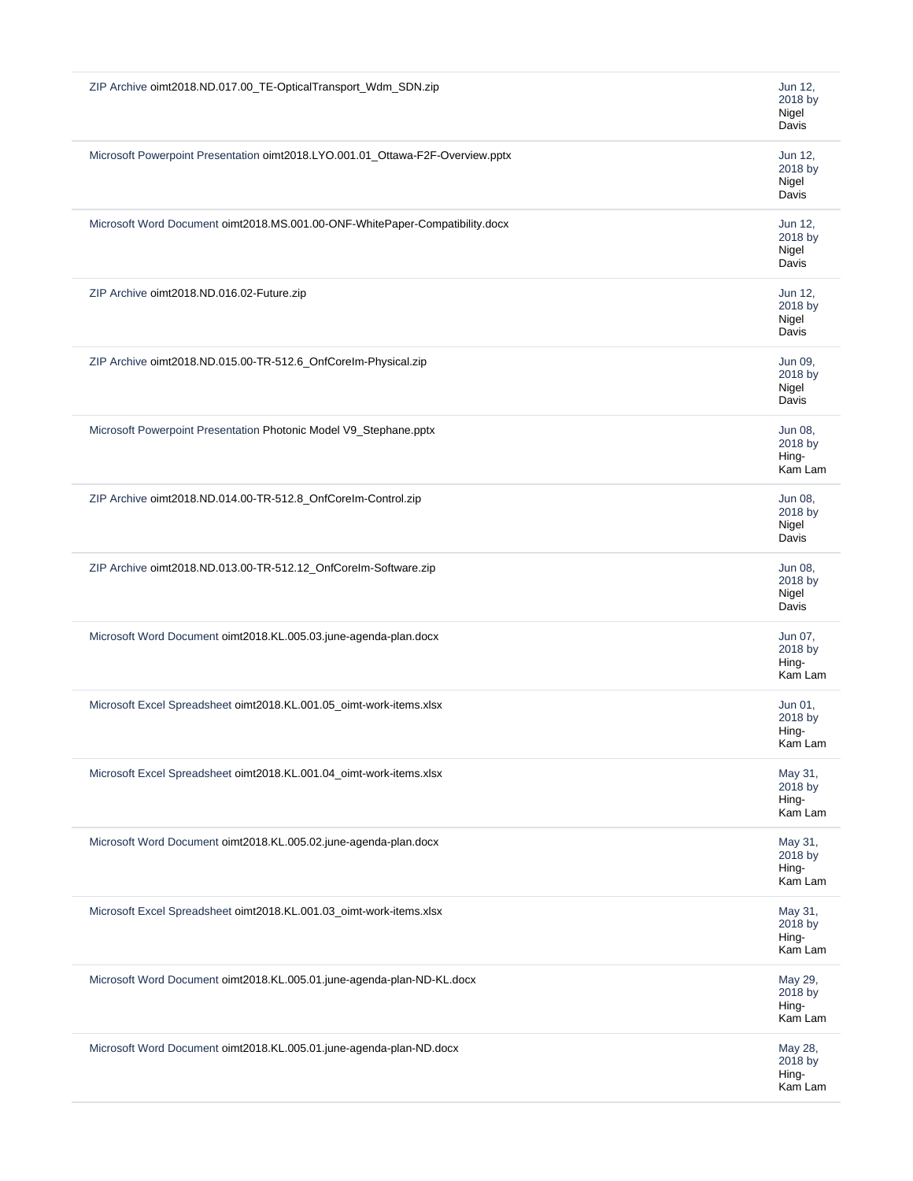| | |
|---|---|
| ZIP Archive oimt2018.ND.017.00_TE-OpticalTransport_Wdm_SDN.zip | Jun 12, 2018 by Nigel Davis |
| Microsoft Powerpoint Presentation oimt2018.LYO.001.01_Ottawa-F2F-Overview.pptx | Jun 12, 2018 by Nigel Davis |
| Microsoft Word Document oimt2018.MS.001.00-ONF-WhitePaper-Compatibility.docx | Jun 12, 2018 by Nigel Davis |
| ZIP Archive oimt2018.ND.016.02-Future.zip | Jun 12, 2018 by Nigel Davis |
| ZIP Archive oimt2018.ND.015.00-TR-512.6_OnfCoreIm-Physical.zip | Jun 09, 2018 by Nigel Davis |
| Microsoft Powerpoint Presentation Photonic Model V9_Stephane.pptx | Jun 08, 2018 by Hing-Kam Lam |
| ZIP Archive oimt2018.ND.014.00-TR-512.8_OnfCoreIm-Control.zip | Jun 08, 2018 by Nigel Davis |
| ZIP Archive oimt2018.ND.013.00-TR-512.12_OnfCoreIm-Software.zip | Jun 08, 2018 by Nigel Davis |
| Microsoft Word Document oimt2018.KL.005.03.june-agenda-plan.docx | Jun 07, 2018 by Hing-Kam Lam |
| Microsoft Excel Spreadsheet oimt2018.KL.001.05_oimt-work-items.xlsx | Jun 01, 2018 by Hing-Kam Lam |
| Microsoft Excel Spreadsheet oimt2018.KL.001.04_oimt-work-items.xlsx | May 31, 2018 by Hing-Kam Lam |
| Microsoft Word Document oimt2018.KL.005.02.june-agenda-plan.docx | May 31, 2018 by Hing-Kam Lam |
| Microsoft Excel Spreadsheet oimt2018.KL.001.03_oimt-work-items.xlsx | May 31, 2018 by Hing-Kam Lam |
| Microsoft Word Document oimt2018.KL.005.01.june-agenda-plan-ND-KL.docx | May 29, 2018 by Hing-Kam Lam |
| Microsoft Word Document oimt2018.KL.005.01.june-agenda-plan-ND.docx | May 28, 2018 by Hing-Kam Lam |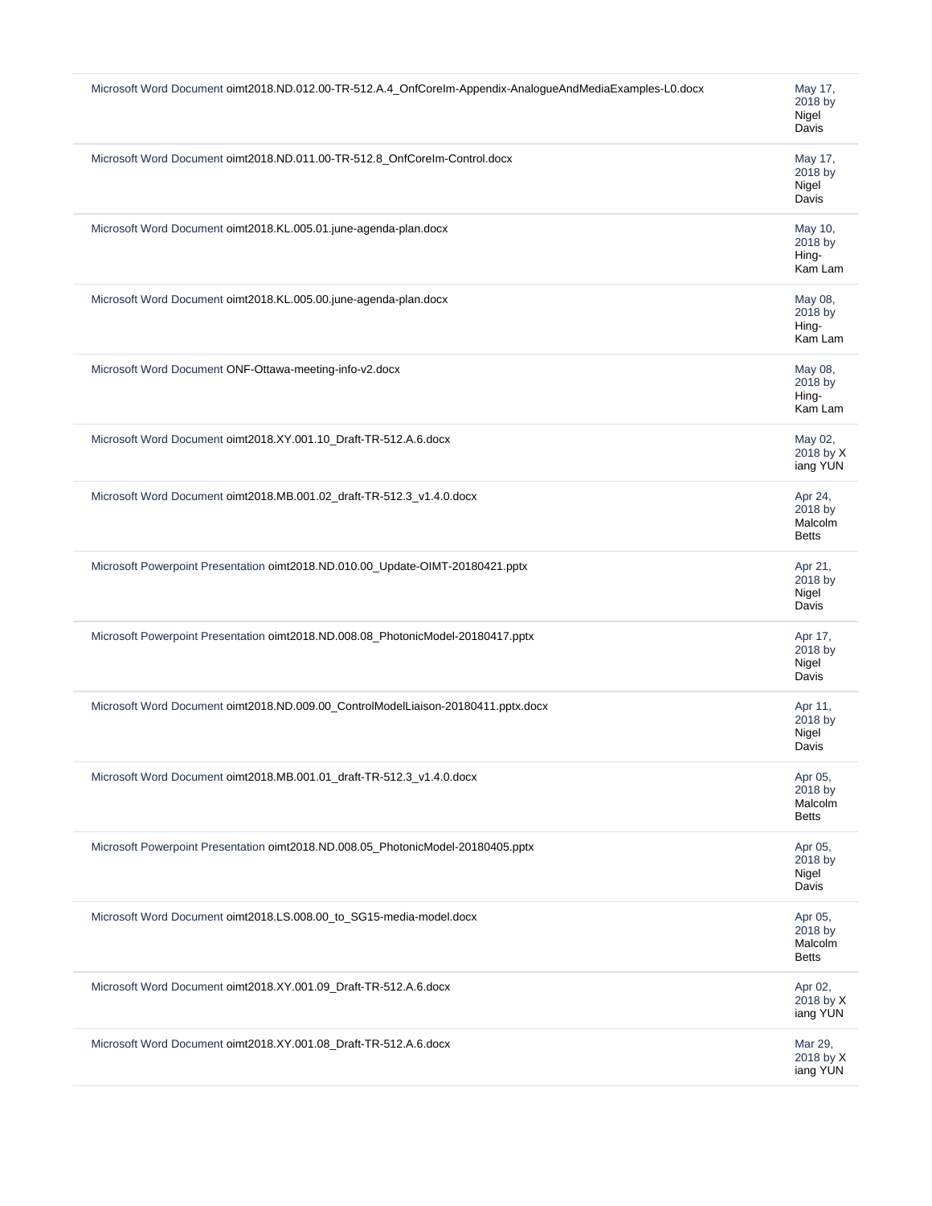| | |
|---|---|
| Microsoft Word Document oimt2018.ND.012.00-TR-512.A.4_OnfCoreIm-Appendix-AnalogueAndMediaExamples-L0.docx | May 17, 2018 by Nigel Davis |
| Microsoft Word Document oimt2018.ND.011.00-TR-512.8_OnfCoreIm-Control.docx | May 17, 2018 by Nigel Davis |
| Microsoft Word Document oimt2018.KL.005.01.june-agenda-plan.docx | May 10, 2018 by Hing-Kam Lam |
| Microsoft Word Document oimt2018.KL.005.00.june-agenda-plan.docx | May 08, 2018 by Hing-Kam Lam |
| Microsoft Word Document ONF-Ottawa-meeting-info-v2.docx | May 08, 2018 by Hing-Kam Lam |
| Microsoft Word Document oimt2018.XY.001.10_Draft-TR-512.A.6.docx | May 02, 2018 by Xiang YUN |
| Microsoft Word Document oimt2018.MB.001.02_draft-TR-512.3_v1.4.0.docx | Apr 24, 2018 by Malcolm Betts |
| Microsoft Powerpoint Presentation oimt2018.ND.010.00_Update-OIMT-20180421.pptx | Apr 21, 2018 by Nigel Davis |
| Microsoft Powerpoint Presentation oimt2018.ND.008.08_PhotonicModel-20180417.pptx | Apr 17, 2018 by Nigel Davis |
| Microsoft Word Document oimt2018.ND.009.00_ControlModelLiaison-20180411.pptx.docx | Apr 11, 2018 by Nigel Davis |
| Microsoft Word Document oimt2018.MB.001.01_draft-TR-512.3_v1.4.0.docx | Apr 05, 2018 by Malcolm Betts |
| Microsoft Powerpoint Presentation oimt2018.ND.008.05_PhotonicModel-20180405.pptx | Apr 05, 2018 by Nigel Davis |
| Microsoft Word Document oimt2018.LS.008.00_to_SG15-media-model.docx | Apr 05, 2018 by Malcolm Betts |
| Microsoft Word Document oimt2018.XY.001.09_Draft-TR-512.A.6.docx | Apr 02, 2018 by Xiang YUN |
| Microsoft Word Document oimt2018.XY.001.08_Draft-TR-512.A.6.docx | Mar 29, 2018 by Xiang YUN |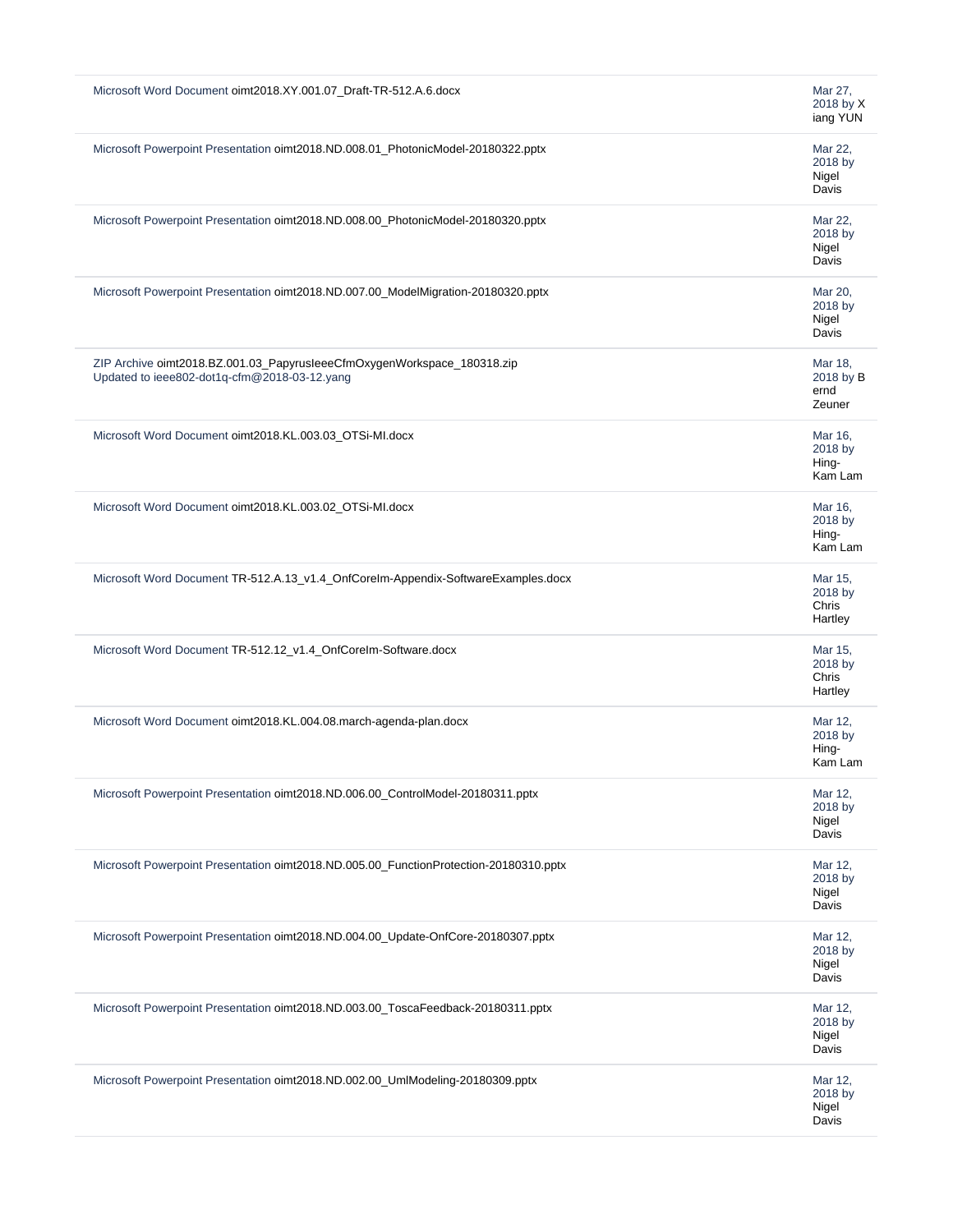| | |
|---|---|
| Microsoft Word Document oimt2018.XY.001.07_Draft-TR-512.A.6.docx | Mar 27, 2018 by Xiang YUN |
| Microsoft Powerpoint Presentation oimt2018.ND.008.01_PhotonicModel-20180322.pptx | Mar 22, 2018 by Nigel Davis |
| Microsoft Powerpoint Presentation oimt2018.ND.008.00_PhotonicModel-20180320.pptx | Mar 22, 2018 by Nigel Davis |
| Microsoft Powerpoint Presentation oimt2018.ND.007.00_ModelMigration-20180320.pptx | Mar 20, 2018 by Nigel Davis |
| ZIP Archive oimt2018.BZ.001.03_PapyrusIeeeCfmOxygenWorkspace_180318.zip<br>Updated to ieee802-dot1q-cfm@2018-03-12.yang | Mar 18, 2018 by Bernd Zeuner |
| Microsoft Word Document oimt2018.KL.003.03_OTSi-MI.docx | Mar 16, 2018 by Hing-Kam Lam |
| Microsoft Word Document oimt2018.KL.003.02_OTSi-MI.docx | Mar 16, 2018 by Hing-Kam Lam |
| Microsoft Word Document TR-512.A.13_v1.4_OnfCoreIm-Appendix-SoftwareExamples.docx | Mar 15, 2018 by Chris Hartley |
| Microsoft Word Document TR-512.12_v1.4_OnfCoreIm-Software.docx | Mar 15, 2018 by Chris Hartley |
| Microsoft Word Document oimt2018.KL.004.08.march-agenda-plan.docx | Mar 12, 2018 by Hing-Kam Lam |
| Microsoft Powerpoint Presentation oimt2018.ND.006.00_ControlModel-20180311.pptx | Mar 12, 2018 by Nigel Davis |
| Microsoft Powerpoint Presentation oimt2018.ND.005.00_FunctionProtection-20180310.pptx | Mar 12, 2018 by Nigel Davis |
| Microsoft Powerpoint Presentation oimt2018.ND.004.00_Update-OnfCore-20180307.pptx | Mar 12, 2018 by Nigel Davis |
| Microsoft Powerpoint Presentation oimt2018.ND.003.00_ToscaFeedback-20180311.pptx | Mar 12, 2018 by Nigel Davis |
| Microsoft Powerpoint Presentation oimt2018.ND.002.00_UmlModeling-20180309.pptx | Mar 12, 2018 by Nigel Davis |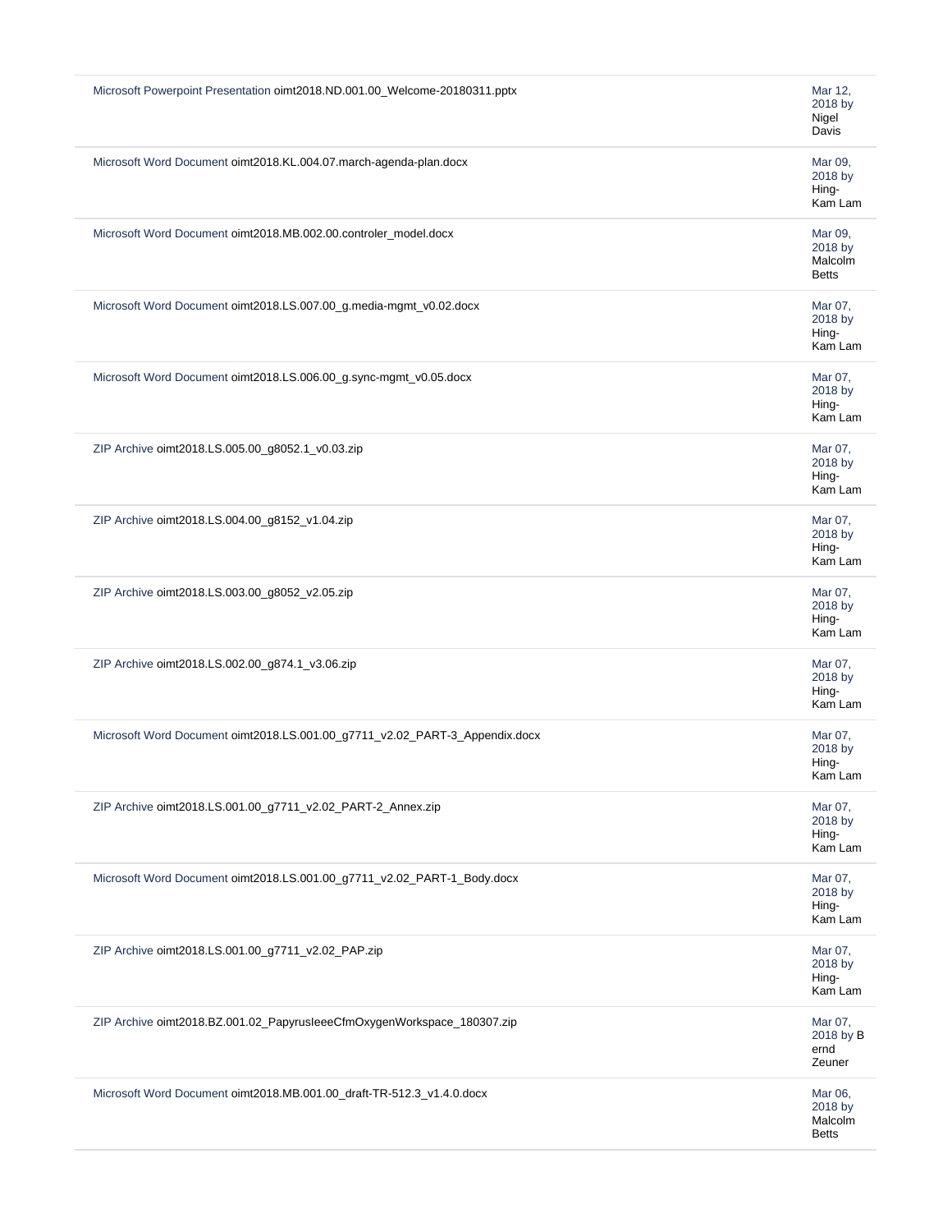| | |
|---|---|
| Microsoft Powerpoint Presentation oimt2018.ND.001.00_Welcome-20180311.pptx | Mar 12, 2018 by Nigel Davis |
| Microsoft Word Document oimt2018.KL.004.07.march-agenda-plan.docx | Mar 09, 2018 by Hing-Kam Lam |
| Microsoft Word Document oimt2018.MB.002.00.controler_model.docx | Mar 09, 2018 by Malcolm Betts |
| Microsoft Word Document oimt2018.LS.007.00_g.media-mgmt_v0.02.docx | Mar 07, 2018 by Hing-Kam Lam |
| Microsoft Word Document oimt2018.LS.006.00_g.sync-mgmt_v0.05.docx | Mar 07, 2018 by Hing-Kam Lam |
| ZIP Archive oimt2018.LS.005.00_g8052.1_v0.03.zip | Mar 07, 2018 by Hing-Kam Lam |
| ZIP Archive oimt2018.LS.004.00_g8152_v1.04.zip | Mar 07, 2018 by Hing-Kam Lam |
| ZIP Archive oimt2018.LS.003.00_g8052_v2.05.zip | Mar 07, 2018 by Hing-Kam Lam |
| ZIP Archive oimt2018.LS.002.00_g874.1_v3.06.zip | Mar 07, 2018 by Hing-Kam Lam |
| Microsoft Word Document oimt2018.LS.001.00_g7711_v2.02_PART-3_Appendix.docx | Mar 07, 2018 by Hing-Kam Lam |
| ZIP Archive oimt2018.LS.001.00_g7711_v2.02_PART-2_Annex.zip | Mar 07, 2018 by Hing-Kam Lam |
| Microsoft Word Document oimt2018.LS.001.00_g7711_v2.02_PART-1_Body.docx | Mar 07, 2018 by Hing-Kam Lam |
| ZIP Archive oimt2018.LS.001.00_g7711_v2.02_PAP.zip | Mar 07, 2018 by Hing-Kam Lam |
| ZIP Archive oimt2018.BZ.001.02_PapyrusIeeeCfmOxygenWorkspace_180307.zip | Mar 07, 2018 by Bernd Zeuner |
| Microsoft Word Document oimt2018.MB.001.00_draft-TR-512.3_v1.4.0.docx | Mar 06, 2018 by Malcolm Betts |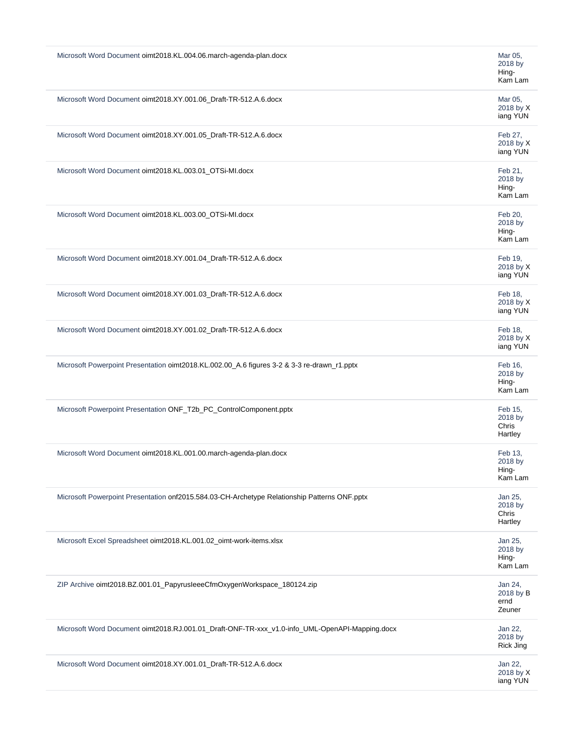| | |
|---|---|
| Microsoft Word Document oimt2018.KL.004.06.march-agenda-plan.docx | Mar 05, 2018 by Hing-Kam Lam |
| Microsoft Word Document oimt2018.XY.001.06_Draft-TR-512.A.6.docx | Mar 05, 2018 by Xiang YUN |
| Microsoft Word Document oimt2018.XY.001.05_Draft-TR-512.A.6.docx | Feb 27, 2018 by Xiang YUN |
| Microsoft Word Document oimt2018.KL.003.01_OTSi-MI.docx | Feb 21, 2018 by Hing-Kam Lam |
| Microsoft Word Document oimt2018.KL.003.00_OTSi-MI.docx | Feb 20, 2018 by Hing-Kam Lam |
| Microsoft Word Document oimt2018.XY.001.04_Draft-TR-512.A.6.docx | Feb 19, 2018 by Xiang YUN |
| Microsoft Word Document oimt2018.XY.001.03_Draft-TR-512.A.6.docx | Feb 18, 2018 by Xiang YUN |
| Microsoft Word Document oimt2018.XY.001.02_Draft-TR-512.A.6.docx | Feb 18, 2018 by Xiang YUN |
| Microsoft Powerpoint Presentation oimt2018.KL.002.00_A.6 figures 3-2 & 3-3 re-drawn_r1.pptx | Feb 16, 2018 by Hing-Kam Lam |
| Microsoft Powerpoint Presentation ONF_T2b_PC_ControlComponent.pptx | Feb 15, 2018 by Chris Hartley |
| Microsoft Word Document oimt2018.KL.001.00.march-agenda-plan.docx | Feb 13, 2018 by Hing-Kam Lam |
| Microsoft Powerpoint Presentation onf2015.584.03-CH-Archetype Relationship Patterns ONF.pptx | Jan 25, 2018 by Chris Hartley |
| Microsoft Excel Spreadsheet oimt2018.KL.001.02_oimt-work-items.xlsx | Jan 25, 2018 by Hing-Kam Lam |
| ZIP Archive oimt2018.BZ.001.01_PapyrusIeeeCfmOxygenWorkspace_180124.zip | Jan 24, 2018 by Bernd Zeuner |
| Microsoft Word Document oimt2018.RJ.001.01_Draft-ONF-TR-xxx_v1.0-info_UML-OpenAPI-Mapping.docx | Jan 22, 2018 by Rick Jing |
| Microsoft Word Document oimt2018.XY.001.01_Draft-TR-512.A.6.docx | Jan 22, 2018 by Xiang YUN |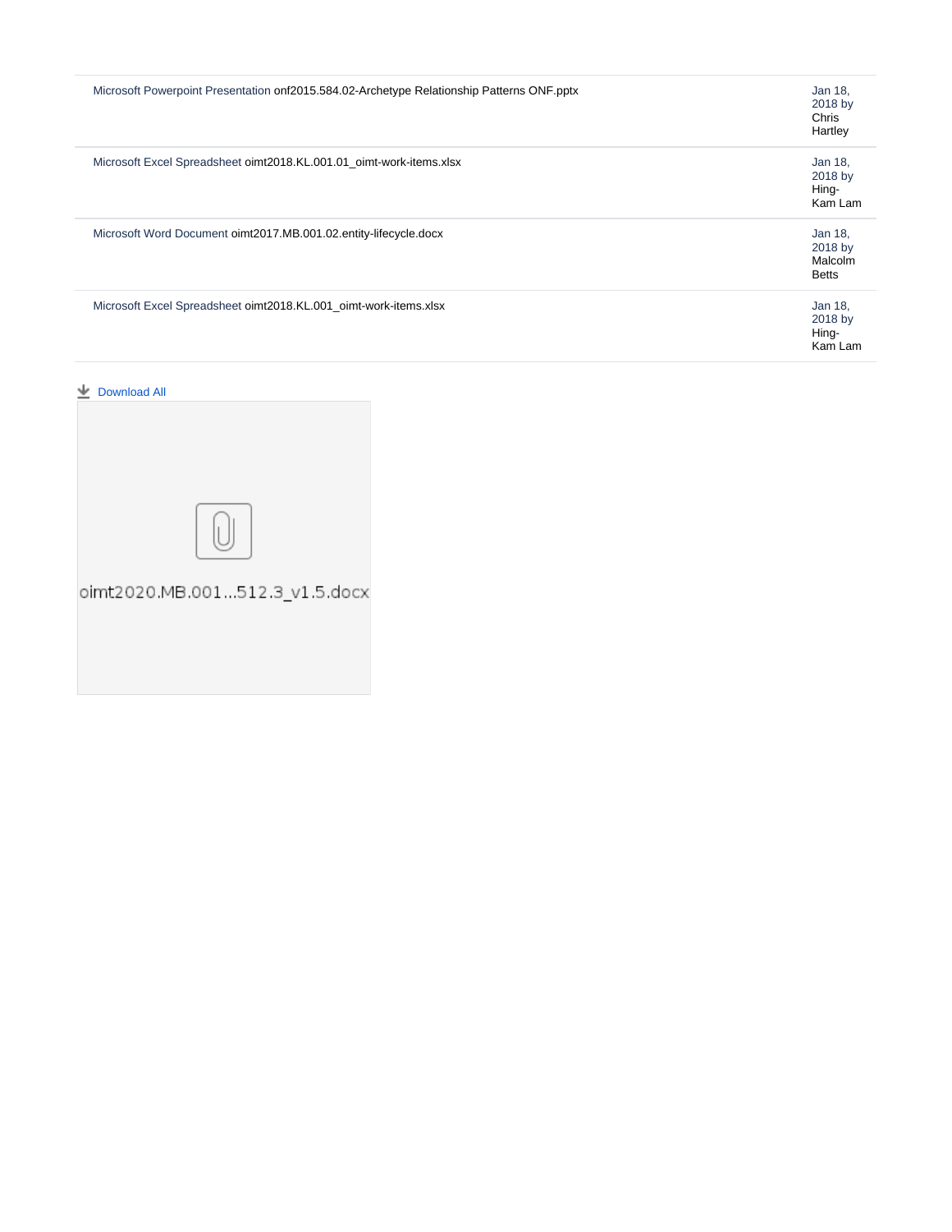| | |
|---|---|
| Microsoft Powerpoint Presentation onf2015.584.02-Archetype Relationship Patterns ONF.pptx | Jan 18, 2018 by Chris Hartley |
| Microsoft Excel Spreadsheet oimt2018.KL.001.01_oimt-work-items.xlsx | Jan 18, 2018 by Hing-Kam Lam |
| Microsoft Word Document oimt2017.MB.001.02.entity-lifecycle.docx | Jan 18, 2018 by Malcolm Betts |
| Microsoft Excel Spreadsheet oimt2018.KL.001_oimt-work-items.xlsx | Jan 18, 2018 by Hing-Kam Lam |

Download All

oimt2020.MB.001...512.3_v1.5.docx